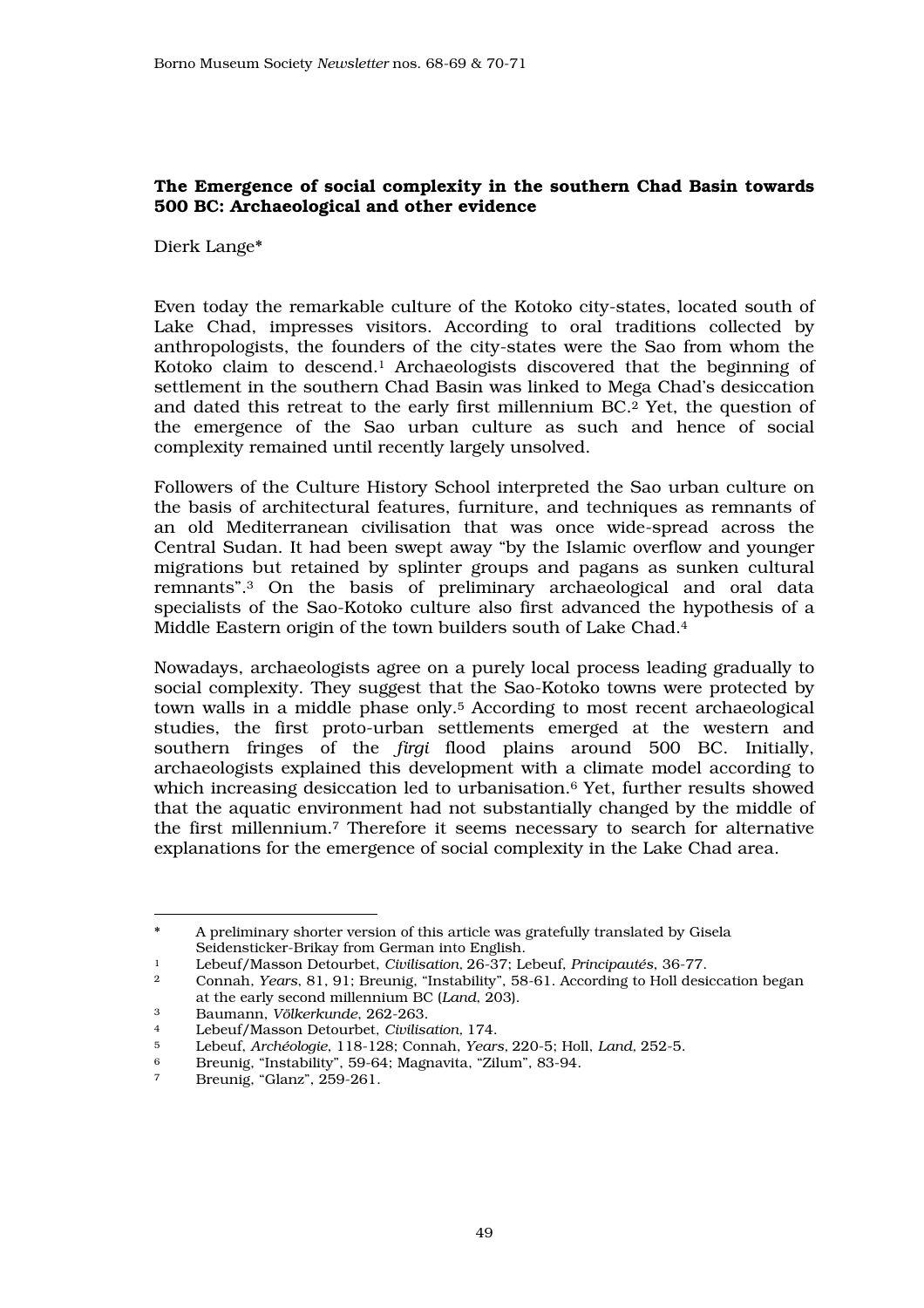## The Emergence of social complexity in the southern Chad Basin towards 500 BC: Archaeological and other evidence

Dierk Lange*

Even today the remarkable culture of the Kotoko city-states, located south of Lake Chad, impresses visitors. According to oral traditions collected by anthropologists, the founders of the city-states were the Sao from whom the Kotoko claim to descend.[1] Archaeologists discovered that the beginning of settlement in the southern Chad Basin was linked to Mega Chad's desiccation and dated this retreat to the early first millennium BC.[2] Yet, the question of the emergence of the Sao urban culture as such and hence of social complexity remained until recently largely unsolved.

Followers of the Culture History School interpreted the Sao urban culture on the basis of architectural features, furniture, and techniques as remnants of an old Mediterranean civilisation that was once wide-spread across the Central Sudan. It had been swept away "by the Islamic overflow and younger migrations but retained by splinter groups and pagans as sunken cultural remnants".[3] On the basis of preliminary archaeological and oral data specialists of the Sao-Kotoko culture also first advanced the hypothesis of a Middle Eastern origin of the town builders south of Lake Chad.[4]

Nowadays, archaeologists agree on a purely local process leading gradually to social complexity. They suggest that the Sao-Kotoko towns were protected by town walls in a middle phase only.[5] According to most recent archaeological studies, the first proto-urban settlements emerged at the western and southern fringes of the *firgi* flood plains around 500 BC. Initially, archaeologists explained this development with a climate model according to which increasing desiccation led to urbanisation.[6] Yet, further results showed that the aquatic environment had not substantially changed by the middle of the first millennium.[7] Therefore it seems necessary to search for alternative explanations for the emergence of social complexity in the Lake Chad area.

---

\* A preliminary shorter version of this article was gratefully translated by Gisela Seidensticker-Brikay from German into English.

[1] Lebeuf/Masson Detourbet, *Civilisation*, 26-37; Lebeuf, *Principautés*, 36-77.

[2] Connah, *Years*, 81, 91; Breunig, "Instability", 58-61. According to Holl desiccation began at the early second millennium BC (*Land*, 203).

[3] Baumann, *Völkerkunde*, 262-263.

[4] Lebeuf/Masson Detourbet, *Civilisation*, 174.

[5] Lebeuf, *Archéologie*, 118-128; Connah, *Years*, 220-5; Holl, *Land*, 252-5.

[6] Breunig, "Instability", 59-64; Magnavita, "Zilum", 83-94.

[7] Breunig, "Glanz", 259-261.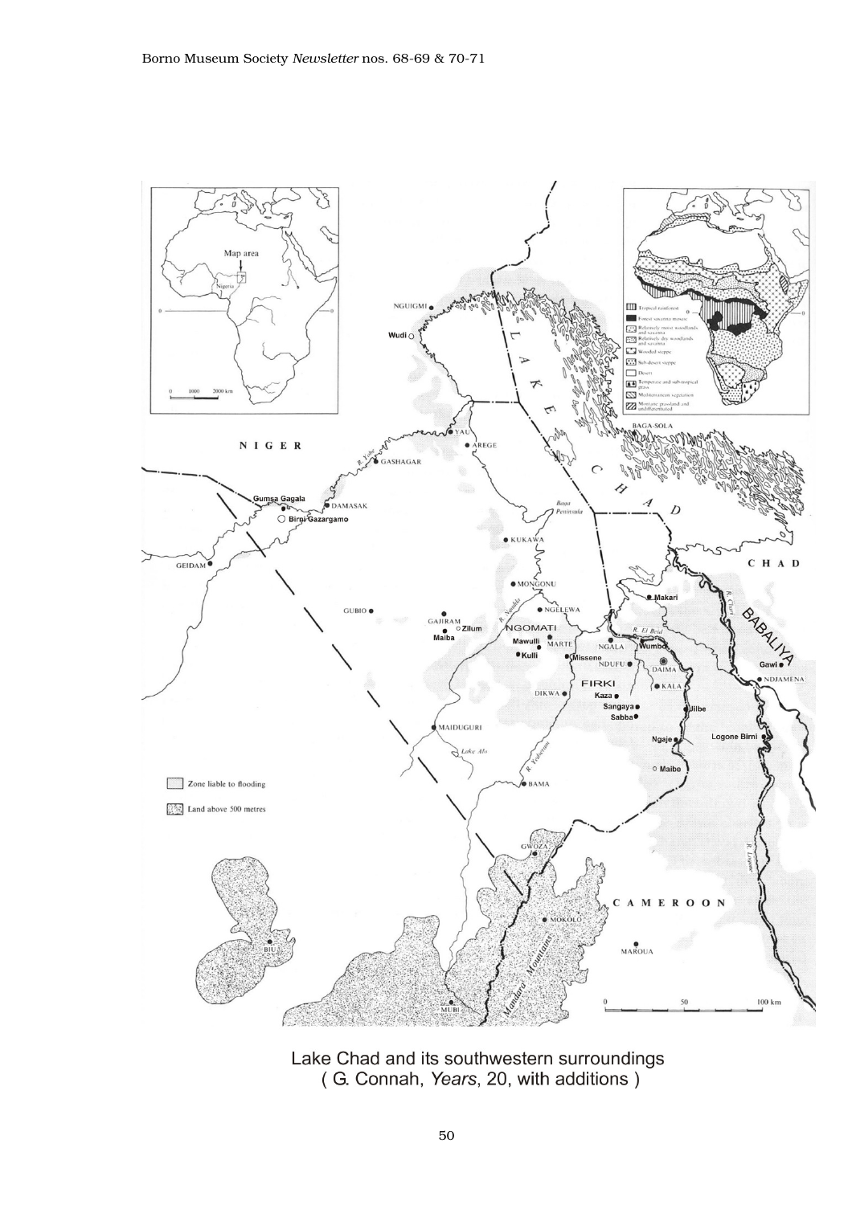Lake Chad and its southwestern surroundings
( G. Connah, *Years*, 20, with additions )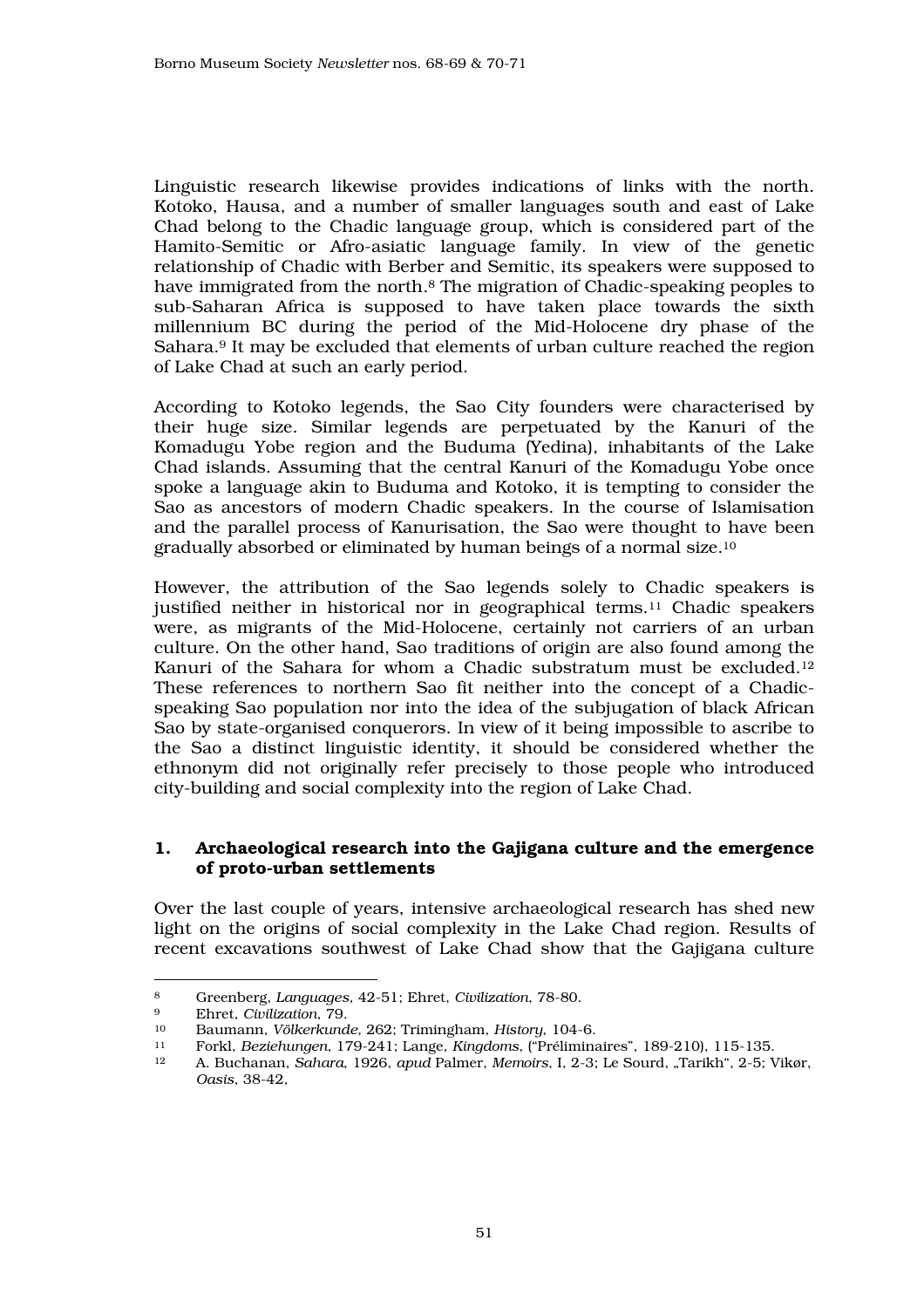Linguistic research likewise provides indications of links with the north. Kotoko, Hausa, and a number of smaller languages south and east of Lake Chad belong to the Chadic language group, which is considered part of the Hamito-Semitic or Afro-asiatic language family. In view of the genetic relationship of Chadic with Berber and Semitic, its speakers were supposed to have immigrated from the north.[8] The migration of Chadic-speaking peoples to sub-Saharan Africa is supposed to have taken place towards the sixth millennium BC during the period of the Mid-Holocene dry phase of the Sahara.[9] It may be excluded that elements of urban culture reached the region of Lake Chad at such an early period.

According to Kotoko legends, the Sao City founders were characterised by their huge size. Similar legends are perpetuated by the Kanuri of the Komadugu Yobe region and the Buduma (Yedina), inhabitants of the Lake Chad islands. Assuming that the central Kanuri of the Komadugu Yobe once spoke a language akin to Buduma and Kotoko, it is tempting to consider the Sao as ancestors of modern Chadic speakers. In the course of Islamisation and the parallel process of Kanurisation, the Sao were thought to have been gradually absorbed or eliminated by human beings of a normal size.[10]

However, the attribution of the Sao legends solely to Chadic speakers is justified neither in historical nor in geographical terms.[11] Chadic speakers were, as migrants of the Mid-Holocene, certainly not carriers of an urban culture. On the other hand, Sao traditions of origin are also found among the Kanuri of the Sahara for whom a Chadic substratum must be excluded.[12] These references to northern Sao fit neither into the concept of a Chadic-speaking Sao population nor into the idea of the subjugation of black African Sao by state-organised conquerors. In view of it being impossible to ascribe to the Sao a distinct linguistic identity, it should be considered whether the ethnonym did not originally refer precisely to those people who introduced city-building and social complexity into the region of Lake Chad.

## 1. Archaeological research into the Gajigana culture and the emergence of proto-urban settlements

Over the last couple of years, intensive archaeological research has shed new light on the origins of social complexity in the Lake Chad region. Results of recent excavations southwest of Lake Chad show that the Gajigana culture

---

8 Greenberg, *Languages*, 42-51; Ehret, *Civilization*, 78-80.

9 Ehret, *Civilization*, 79.

10 Baumann, *Völkerkunde*, 262; Trimingham, *History*, 104-6.

11 Forkl, *Beziehungen*, 179-241; Lange, *Kingdoms*, ("Préliminaires", 189-210), 115-135.

12 A. Buchanan, *Sahara*, 1926, *apud* Palmer, *Memoirs*, I, 2-3; Le Sourd, „Tarikh", 2-5; Vikør, *Oasis*, 38-42,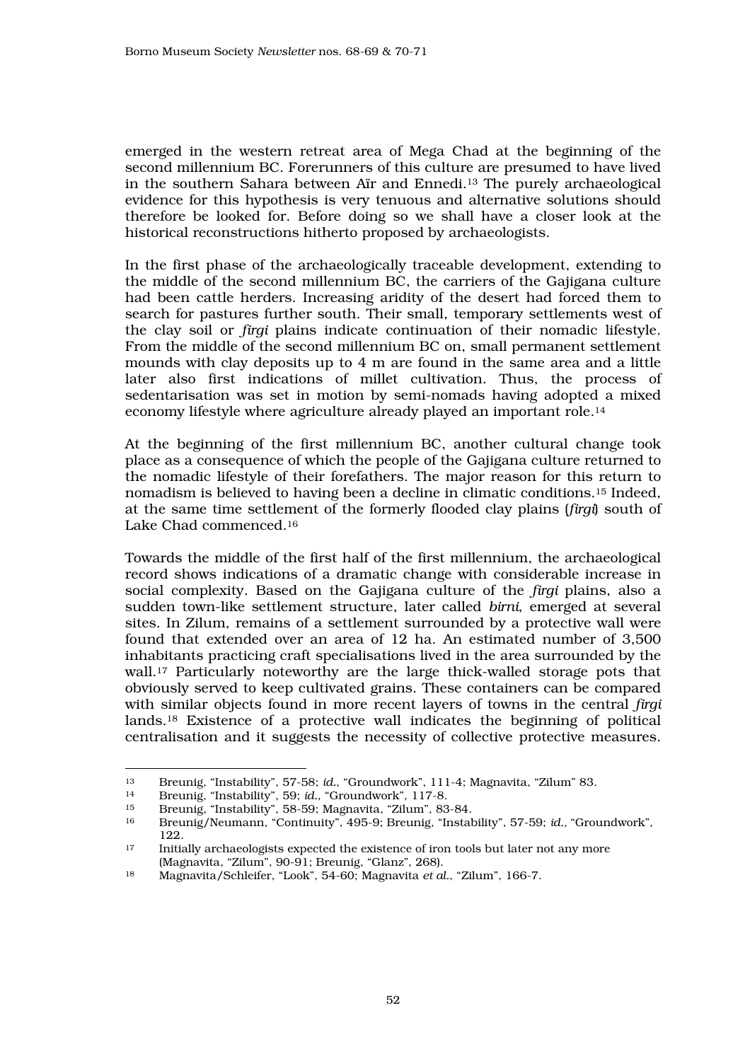emerged in the western retreat area of Mega Chad at the beginning of the second millennium BC. Forerunners of this culture are presumed to have lived in the southern Sahara between Aïr and Ennedi.[13] The purely archaeological evidence for this hypothesis is very tenuous and alternative solutions should therefore be looked for. Before doing so we shall have a closer look at the historical reconstructions hitherto proposed by archaeologists.

In the first phase of the archaeologically traceable development, extending to the middle of the second millennium BC, the carriers of the Gajigana culture had been cattle herders. Increasing aridity of the desert had forced them to search for pastures further south. Their small, temporary settlements west of the clay soil or *firgi* plains indicate continuation of their nomadic lifestyle. From the middle of the second millennium BC on, small permanent settlement mounds with clay deposits up to 4 m are found in the same area and a little later also first indications of millet cultivation. Thus, the process of sedentarisation was set in motion by semi-nomads having adopted a mixed economy lifestyle where agriculture already played an important role.[14]

At the beginning of the first millennium BC, another cultural change took place as a consequence of which the people of the Gajigana culture returned to the nomadic lifestyle of their forefathers. The major reason for this return to nomadism is believed to having been a decline in climatic conditions.[15] Indeed, at the same time settlement of the formerly flooded clay plains (*firgi*) south of Lake Chad commenced.[16]

Towards the middle of the first half of the first millennium, the archaeological record shows indications of a dramatic change with considerable increase in social complexity. Based on the Gajigana culture of the *firgi* plains, also a sudden town-like settlement structure, later called *birni*, emerged at several sites. In Zilum, remains of a settlement surrounded by a protective wall were found that extended over an area of 12 ha. An estimated number of 3,500 inhabitants practicing craft specialisations lived in the area surrounded by the wall.[17] Particularly noteworthy are the large thick-walled storage pots that obviously served to keep cultivated grains. These containers can be compared with similar objects found in more recent layers of towns in the central *firgi* lands.[18] Existence of a protective wall indicates the beginning of political centralisation and it suggests the necessity of collective protective measures.

---

13 Breunig, "Instability", 57-58; *id.*, "Groundwork", 111-4; Magnavita, "Zilum" 83.

14 Breunig, "Instability", 59; *id.*, "Groundwork", 117-8.

15 Breunig, "Instability", 58-59; Magnavita, "Zilum", 83-84.

16 Breunig/Neumann, "Continuity", 495-9; Breunig, "Instability", 57-59; *id.*, "Groundwork", 122.

17 Initially archaeologists expected the existence of iron tools but later not any more (Magnavita, "Zilum", 90-91; Breunig, "Glanz", 268).

18 Magnavita/Schleifer, "Look", 54-60; Magnavita *et al.*, "Zilum", 166-7.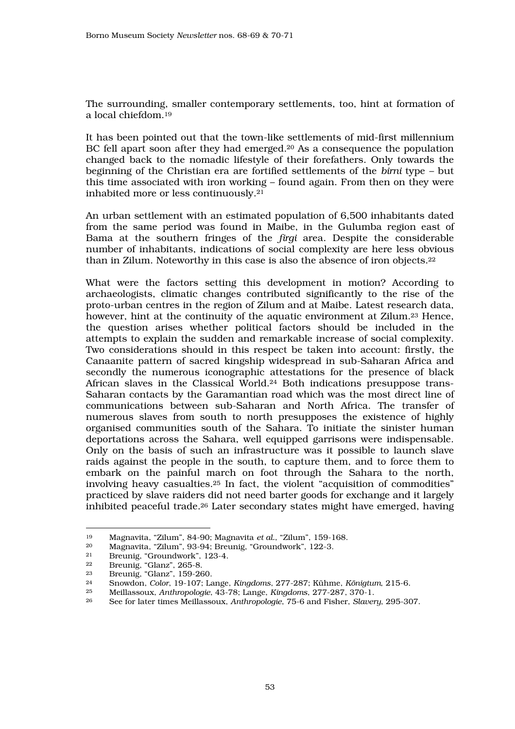The surrounding, smaller contemporary settlements, too, hint at formation of a local chiefdom.[19]

It has been pointed out that the town-like settlements of mid-first millennium BC fell apart soon after they had emerged.[20] As a consequence the population changed back to the nomadic lifestyle of their forefathers. Only towards the beginning of the Christian era are fortified settlements of the *birni* type – but this time associated with iron working – found again. From then on they were inhabited more or less continuously.[21]

An urban settlement with an estimated population of 6,500 inhabitants dated from the same period was found in Maibe, in the Gulumba region east of Bama at the southern fringes of the *firgi* area. Despite the considerable number of inhabitants, indications of social complexity are here less obvious than in Zilum. Noteworthy in this case is also the absence of iron objects.[22]

What were the factors setting this development in motion? According to archaeologists, climatic changes contributed significantly to the rise of the proto-urban centres in the region of Zilum and at Maibe. Latest research data, however, hint at the continuity of the aquatic environment at Zilum.[23] Hence, the question arises whether political factors should be included in the attempts to explain the sudden and remarkable increase of social complexity. Two considerations should in this respect be taken into account: firstly, the Canaanite pattern of sacred kingship widespread in sub-Saharan Africa and secondly the numerous iconographic attestations for the presence of black African slaves in the Classical World.[24] Both indications presuppose trans-Saharan contacts by the Garamantian road which was the most direct line of communications between sub-Saharan and North Africa. The transfer of numerous slaves from south to north presupposes the existence of highly organised communities south of the Sahara. To initiate the sinister human deportations across the Sahara, well equipped garrisons were indispensable. Only on the basis of such an infrastructure was it possible to launch slave raids against the people in the south, to capture them, and to force them to embark on the painful march on foot through the Sahara to the north, involving heavy casualties.[25] In fact, the violent "acquisition of commodities" practiced by slave raiders did not need barter goods for exchange and it largely inhibited peaceful trade.[26] Later secondary states might have emerged, having

---

[19] Magnavita, "Zilum", 84-90; Magnavita *et al.*, "Zilum", 159-168.

[20] Magnavita, "Zilum", 93-94; Breunig, "Groundwork", 122-3.

[21] Breunig, "Groundwork", 123-4.

[22] Breunig, "Glanz", 265-8.

[23] Breunig, "Glanz", 159-260.

[24] Snowdon, *Color*, 19-107; Lange, *Kingdoms*, 277-287; Kühme, *Königtum*, 215-6.

[25] Meillassoux, *Anthropologie*, 43-78; Lange, *Kingdoms*, 277-287, 370-1.

[26] See for later times Meillassoux, *Anthropologie*, 75-6 and Fisher, *Slavery*, 295-307.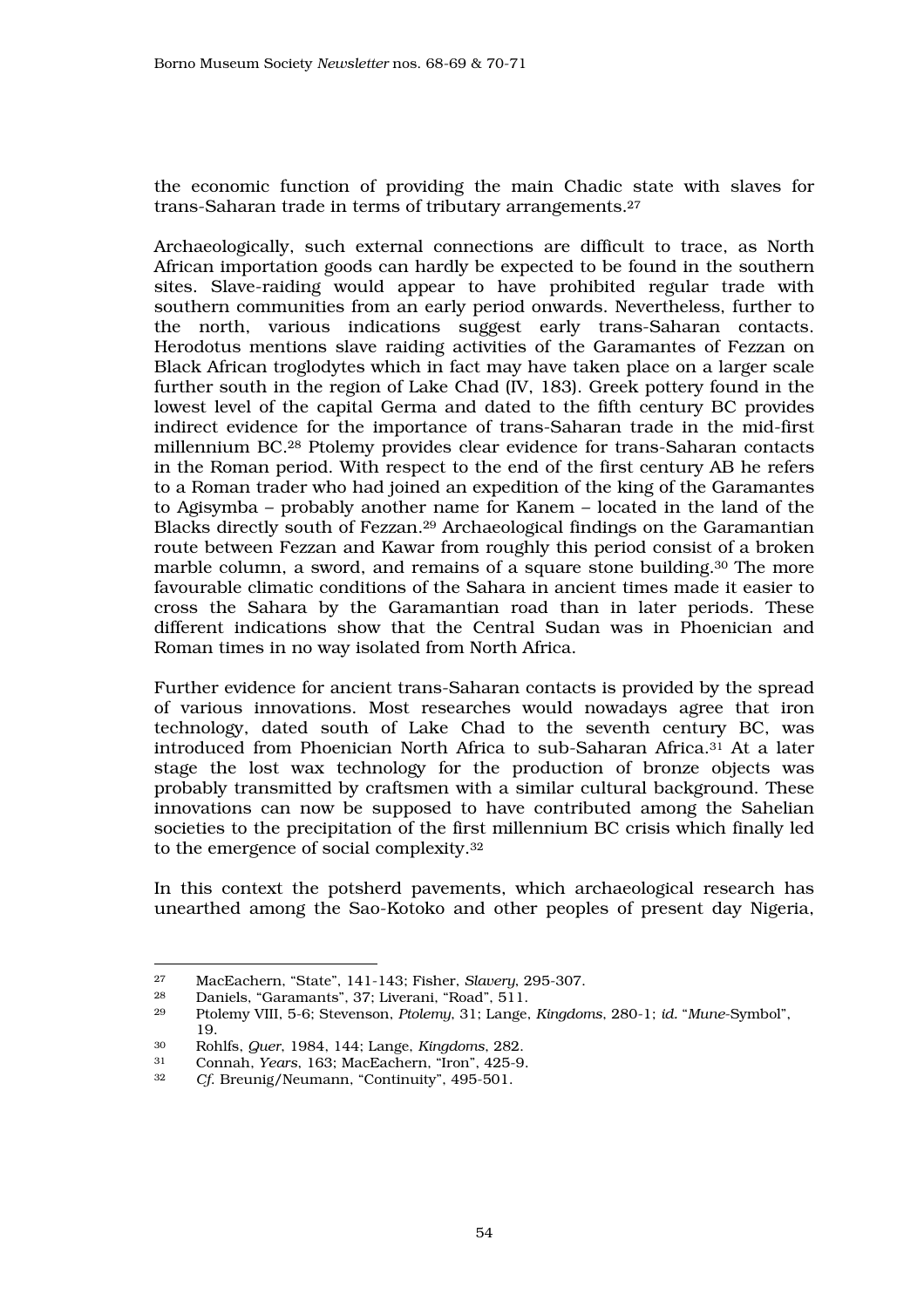the economic function of providing the main Chadic state with slaves for trans-Saharan trade in terms of tributary arrangements.[27]

Archaeologically, such external connections are difficult to trace, as North African importation goods can hardly be expected to be found in the southern sites. Slave-raiding would appear to have prohibited regular trade with southern communities from an early period onwards. Nevertheless, further to the north, various indications suggest early trans-Saharan contacts. Herodotus mentions slave raiding activities of the Garamantes of Fezzan on Black African troglodytes which in fact may have taken place on a larger scale further south in the region of Lake Chad (IV, 183). Greek pottery found in the lowest level of the capital Germa and dated to the fifth century BC provides indirect evidence for the importance of trans-Saharan trade in the mid-first millennium BC.[28] Ptolemy provides clear evidence for trans-Saharan contacts in the Roman period. With respect to the end of the first century AB he refers to a Roman trader who had joined an expedition of the king of the Garamantes to Agisymba – probably another name for Kanem – located in the land of the Blacks directly south of Fezzan.[29] Archaeological findings on the Garamantian route between Fezzan and Kawar from roughly this period consist of a broken marble column, a sword, and remains of a square stone building.[30] The more favourable climatic conditions of the Sahara in ancient times made it easier to cross the Sahara by the Garamantian road than in later periods. These different indications show that the Central Sudan was in Phoenician and Roman times in no way isolated from North Africa.

Further evidence for ancient trans-Saharan contacts is provided by the spread of various innovations. Most researches would nowadays agree that iron technology, dated south of Lake Chad to the seventh century BC, was introduced from Phoenician North Africa to sub-Saharan Africa.[31] At a later stage the lost wax technology for the production of bronze objects was probably transmitted by craftsmen with a similar cultural background. These innovations can now be supposed to have contributed among the Sahelian societies to the precipitation of the first millennium BC crisis which finally led to the emergence of social complexity.[32]

In this context the potsherd pavements, which archaeological research has unearthed among the Sao-Kotoko and other peoples of present day Nigeria,

---

27 MacEachern, "State", 141-143; Fisher, *Slavery*, 295-307.

28 Daniels, "Garamants", 37; Liverani, "Road", 511.

29 Ptolemy VIII, 5-6; Stevenson, *Ptolemy*, 31; Lange, *Kingdoms*, 280-1; *id.* "*Mune*-Symbol", 19.

30 Rohlfs, *Quer*, 1984, 144; Lange, *Kingdoms*, 282.

31 Connah, *Years*, 163; MacEachern, "Iron", 425-9.

32 *Cf.* Breunig/Neumann, "Continuity", 495-501.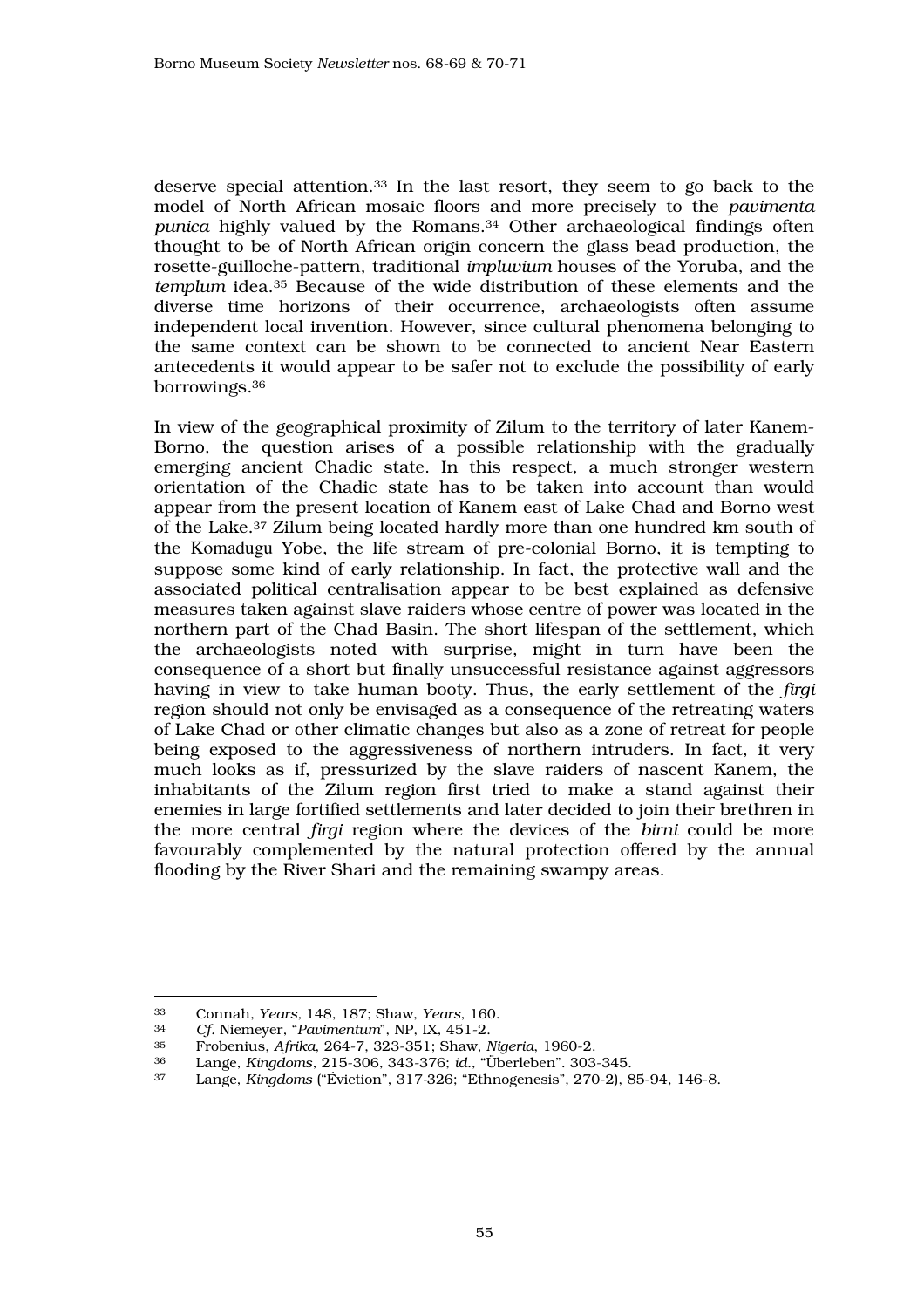deserve special attention.[33] In the last resort, they seem to go back to the model of North African mosaic floors and more precisely to the *pavimenta punica* highly valued by the Romans.[34] Other archaeological findings often thought to be of North African origin concern the glass bead production, the rosette-guilloche-pattern, traditional *impluvium* houses of the Yoruba, and the *templum* idea.[35] Because of the wide distribution of these elements and the diverse time horizons of their occurrence, archaeologists often assume independent local invention. However, since cultural phenomena belonging to the same context can be shown to be connected to ancient Near Eastern antecedents it would appear to be safer not to exclude the possibility of early borrowings.[36]

In view of the geographical proximity of Zilum to the territory of later Kanem-Borno, the question arises of a possible relationship with the gradually emerging ancient Chadic state. In this respect, a much stronger western orientation of the Chadic state has to be taken into account than would appear from the present location of Kanem east of Lake Chad and Borno west of the Lake.[37] Zilum being located hardly more than one hundred km south of the Komadugu Yobe, the life stream of pre-colonial Borno, it is tempting to suppose some kind of early relationship. In fact, the protective wall and the associated political centralisation appear to be best explained as defensive measures taken against slave raiders whose centre of power was located in the northern part of the Chad Basin. The short lifespan of the settlement, which the archaeologists noted with surprise, might in turn have been the consequence of a short but finally unsuccessful resistance against aggressors having in view to take human booty. Thus, the early settlement of the *firgi* region should not only be envisaged as a consequence of the retreating waters of Lake Chad or other climatic changes but also as a zone of retreat for people being exposed to the aggressiveness of northern intruders. In fact, it very much looks as if, pressurized by the slave raiders of nascent Kanem, the inhabitants of the Zilum region first tried to make a stand against their enemies in large fortified settlements and later decided to join their brethren in the more central *firgi* region where the devices of the *birni* could be more favourably complemented by the natural protection offered by the annual flooding by the River Shari and the remaining swampy areas.

---

33 Connah, *Years*, 148, 187; Shaw, *Years*, 160.

34 *Cf.* Niemeyer, "*Pavimentum*", NP, IX, 451-2.

35 Frobenius, *Afrika*, 264-7, 323-351; Shaw, *Nigeria*, 1960-2.

36 Lange, *Kingdoms*, 215-306, 343-376; *id.*, "Überleben". 303-345.

37 Lange, *Kingdoms* ("Éviction", 317-326; "Ethnogenesis", 270-2), 85-94, 146-8.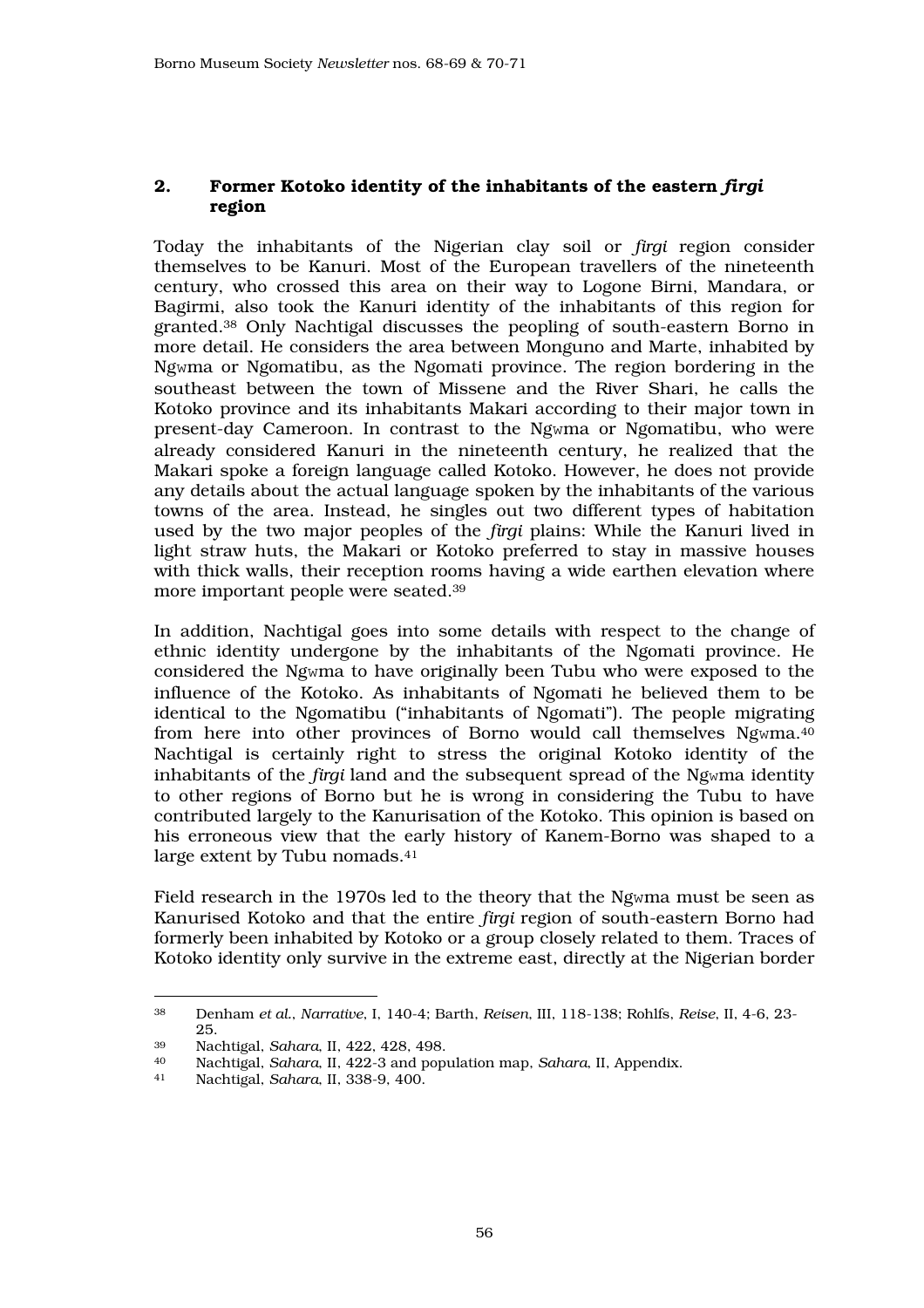## 2. Former Kotoko identity of the inhabitants of the eastern *firgi* region

Today the inhabitants of the Nigerian clay soil or *firgi* region consider themselves to be Kanuri. Most of the European travellers of the nineteenth century, who crossed this area on their way to Logone Birni, Mandara, or Bagirmi, also took the Kanuri identity of the inhabitants of this region for granted.[38] Only Nachtigal discusses the peopling of south-eastern Borno in more detail. He considers the area between Monguno and Marte, inhabited by NgWma or Ngomatibu, as the Ngomati province. The region bordering in the southeast between the town of Missene and the River Shari, he calls the Kotoko province and its inhabitants Makari according to their major town in present-day Cameroon. In contrast to the NgWma or Ngomatibu, who were already considered Kanuri in the nineteenth century, he realized that the Makari spoke a foreign language called Kotoko. However, he does not provide any details about the actual language spoken by the inhabitants of the various towns of the area. Instead, he singles out two different types of habitation used by the two major peoples of the *firgi* plains: While the Kanuri lived in light straw huts, the Makari or Kotoko preferred to stay in massive houses with thick walls, their reception rooms having a wide earthen elevation where more important people were seated.[39]

In addition, Nachtigal goes into some details with respect to the change of ethnic identity undergone by the inhabitants of the Ngomati province. He considered the NgWma to have originally been Tubu who were exposed to the influence of the Kotoko. As inhabitants of Ngomati he believed them to be identical to the Ngomatibu ("inhabitants of Ngomati"). The people migrating from here into other provinces of Borno would call themselves NgWma.[40] Nachtigal is certainly right to stress the original Kotoko identity of the inhabitants of the *firgi* land and the subsequent spread of the NgWma identity to other regions of Borno but he is wrong in considering the Tubu to have contributed largely to the Kanurisation of the Kotoko. This opinion is based on his erroneous view that the early history of Kanem-Borno was shaped to a large extent by Tubu nomads.[41]

Field research in the 1970s led to the theory that the NgWma must be seen as Kanurised Kotoko and that the entire *firgi* region of south-eastern Borno had formerly been inhabited by Kotoko or a group closely related to them. Traces of Kotoko identity only survive in the extreme east, directly at the Nigerian border

---

38 Denham *et al.*, *Narrative*, I, 140-4; Barth, *Reisen*, III, 118-138; Rohlfs, *Reise*, II, 4-6, 23-25.

39 Nachtigal, *Sahara*, II, 422, 428, 498.

40 Nachtigal, *Sahara*, II, 422-3 and population map, *Sahara*, II, Appendix.

41 Nachtigal, *Sahara*, II, 338-9, 400.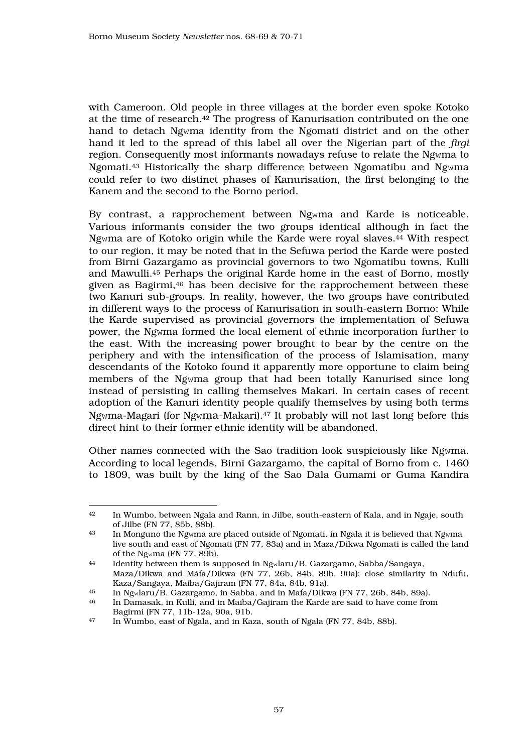with Cameroon. Old people in three villages at the border even spoke Kotoko at the time of research.[42] The progress of Kanurisation contributed on the one hand to detach Ngwma identity from the Ngomati district and on the other hand it led to the spread of this label all over the Nigerian part of the *firgi* region. Consequently most informants nowadays refuse to relate the Ngwma to Ngomati.[43] Historically the sharp difference between Ngomatibu and Ngwma could refer to two distinct phases of Kanurisation, the first belonging to the Kanem and the second to the Borno period.

By contrast, a rapprochement between Ngwma and Karde is noticeable. Various informants consider the two groups identical although in fact the Ngwma are of Kotoko origin while the Karde were royal slaves.[44] With respect to our region, it may be noted that in the Sefuwa period the Karde were posted from Birni Gazargamo as provincial governors to two Ngomatibu towns, Kulli and Mawulli.[45] Perhaps the original Karde home in the east of Borno, mostly given as Bagirmi,[46] has been decisive for the rapprochement between these two Kanuri sub-groups. In reality, however, the two groups have contributed in different ways to the process of Kanurisation in south-eastern Borno: While the Karde supervised as provincial governors the implementation of Sefuwa power, the Ngwma formed the local element of ethnic incorporation further to the east. With the increasing power brought to bear by the centre on the periphery and with the intensification of the process of Islamisation, many descendants of the Kotoko found it apparently more opportune to claim being members of the Ngwma group that had been totally Kanurised since long instead of persisting in calling themselves Makari. In certain cases of recent adoption of the Kanuri identity people qualify themselves by using both terms Ngwma-Magari (for Ngwma-Makari).[47] It probably will not last long before this direct hint to their former ethnic identity will be abandoned.

Other names connected with the Sao tradition look suspiciously like Ngwma. According to local legends, Birni Gazargamo, the capital of Borno from c. 1460 to 1809, was built by the king of the Sao Dala Gumami or Guma Kandira

---

42 In Wumbo, between Ngala and Rann, in Jilbe, south-eastern of Kala, and in Ngaje, south of Jilbe (FN 77, 85b, 88b).

43 In Monguno the Ngwma are placed outside of Ngomati, in Ngala it is believed that Ngwma live south and east of Ngomati (FN 77, 83a) and in Maza/Dikwa Ngomati is called the land of the Ngwma (FN 77, 89b).

44 Identity between them is supposed in Ngwlaru/B. Gazargamo, Sabba/Sangaya, Maza/Dikwa and Máfa/Dikwa (FN 77, 26b, 84b, 89b, 90a); close similarity in Ndufu, Kaza/Sangaya, Maiba/Gajiram (FN 77, 84a, 84b, 91a).

45 In Ngwlaru/B. Gazargamo, in Sabba, and in Mafa/Dikwa (FN 77, 26b, 84b, 89a).

46 In Damasak, in Kulli, and in Maiba/Gajiram the Karde are said to have come from Bagirmi (FN 77, 11b-12a, 90a, 91b.

47 In Wumbo, east of Ngala, and in Kaza, south of Ngala (FN 77, 84b, 88b).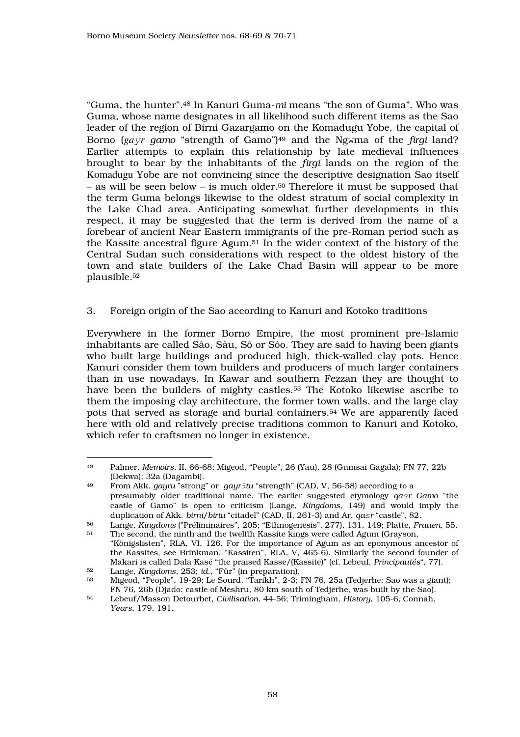"Guma, the hunter".[48] In Kanuri Guma-*mi* means "the son of Guma". Who was Guma, whose name designates in all likelihood such different items as the Sao leader of the region of Birni Gazargamo on the Komadugu Yobe, the capital of Borno (*gayr gamo* "strength of Gamo")[49] and the Ngwma of the *firgi* land? Earlier attempts to explain this relationship by late medieval influences brought to bear by the inhabitants of the *firgi* lands on the region of the Komadugu Yobe are not convincing since the descriptive designation Sao itself – as will be seen below – is much older.[50] Therefore it must be supposed that the term Guma belongs likewise to the oldest stratum of social complexity in the Lake Chad area. Anticipating somewhat further developments in this respect, it may be suggested that the term is derived from the name of a forebear of ancient Near Eastern immigrants of the pre-Roman period such as the Kassite ancestral figure Agum.[51] In the wider context of the history of the Central Sudan such considerations with respect to the oldest history of the town and state builders of the Lake Chad Basin will appear to be more plausible.[52]

3. Foreign origin of the Sao according to Kanuri and Kotoko traditions

Everywhere in the former Borno Empire, the most prominent pre-Islamic inhabitants are called Sâo, Sâu, Sô or Sôo. They are said to having been giants who built large buildings and produced high, thick-walled clay pots. Hence Kanuri consider them town builders and producers of much larger containers than in use nowadays. In Kawar and southern Fezzan they are thought to have been the builders of mighty castles.[53] The Kotoko likewise ascribe to them the imposing clay architecture, the former town walls, and the large clay pots that served as storage and burial containers.[54] We are apparently faced here with old and relatively precise traditions common to Kanuri and Kotoko, which refer to craftsmen no longer in existence.

---

48 Palmer, *Memoirs*, II, 66-68; Migeod, "People", 26 (Yau), 28 (Gumsai Gagala); FN 77, 22b (Dekwa); 32a (Dagambi).

49 From Akk. *gayru* "strong" or *gayrūtu* "strength" (CAD, V, 56-58) according to a presumably older traditional name. The earlier suggested etymology *qaṣr Gamo* "the castle of Gamo" is open to criticism (Lange, *Kingdoms*, 149) and would imply the duplication of Akk. *birni/birtu* "citadel" (CAD, II, 261-3) and Ar. *qaṣr* "castle", 82.

50 Lange, *Kingdoms* ("Préliminaires", 205; "Ethnogenesis", 277), 131, 149; Platte, *Frauen*, 55.

51 The second, the ninth and the twelfth Kassite kings were called Agum (Grayson, "Königslisten", RLA, VI, 126. For the importance of Agum as an eponymous ancestor of the Kassites, see Brinkman, "Kassiten", RLA, V, 465-6). Similarly the second founder of Makari is called Dala Kasé "the praised Kasse/(Kassite)" (cf. Lebeuf, *Principautés*", 77).

52 Lange, *Kingdoms*, 253; *id.*, "Für" (in preparation).

53 Migeod, "People", 19-29; Le Sourd, "Tarikh", 2-3; FN 76, 25a (Tedjerhe: Sao was a giant); FN 76, 26b (Djado: castle of Meshru, 80 km south of Tedjerhe, was built by the Sao).

54 Lebeuf/Masson Detourbet, *Civilisation*, 44-56; Trimingham, *History*, 105-6; Connah, *Years*, 179, 191.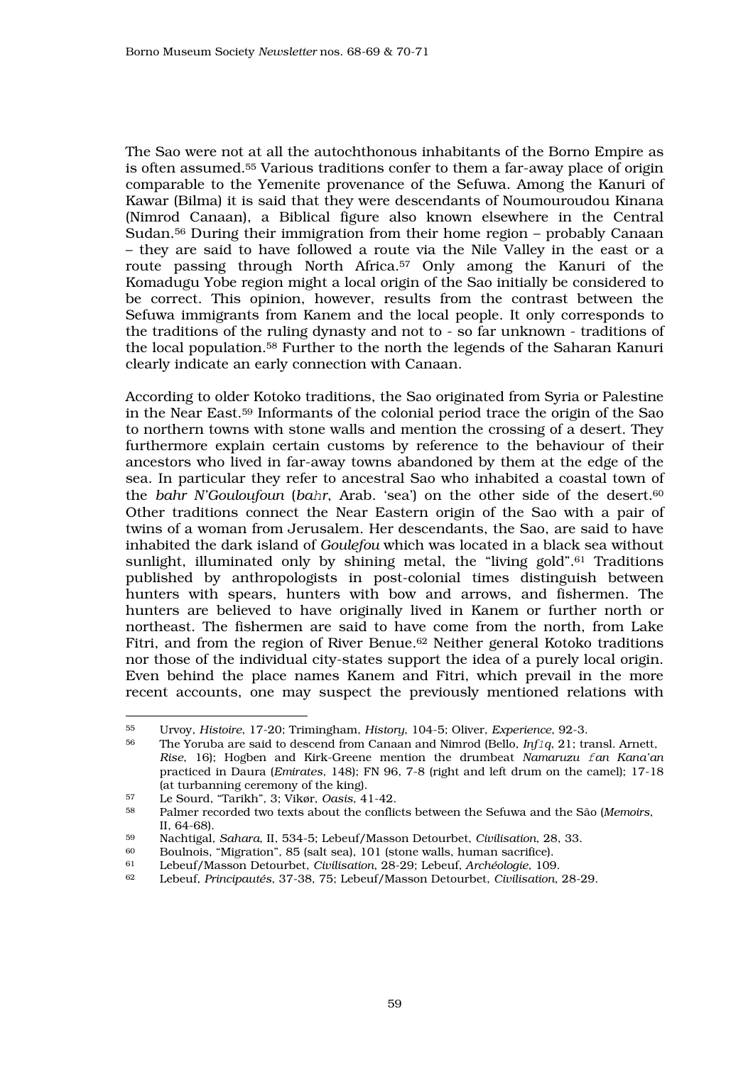The Sao were not at all the autochthonous inhabitants of the Borno Empire as is often assumed.[55] Various traditions confer to them a far-away place of origin comparable to the Yemenite provenance of the Sefuwa. Among the Kanuri of Kawar (Bilma) it is said that they were descendants of Noumouroudou Kinana (Nimrod Canaan), a Biblical figure also known elsewhere in the Central Sudan.[56] During their immigration from their home region – probably Canaan – they are said to have followed a route via the Nile Valley in the east or a route passing through North Africa.[57] Only among the Kanuri of the Komadugu Yobe region might a local origin of the Sao initially be considered to be correct. This opinion, however, results from the contrast between the Sefuwa immigrants from Kanem and the local people. It only corresponds to the traditions of the ruling dynasty and not to - so far unknown - traditions of the local population.[58] Further to the north the legends of the Saharan Kanuri clearly indicate an early connection with Canaan.

According to older Kotoko traditions, the Sao originated from Syria or Palestine in the Near East.[59] Informants of the colonial period trace the origin of the Sao to northern towns with stone walls and mention the crossing of a desert. They furthermore explain certain customs by reference to the behaviour of their ancestors who lived in far-away towns abandoned by them at the edge of the sea. In particular they refer to ancestral Sao who inhabited a coastal town of the *bahr N'Gouloufoun* (*baḥr*, Arab. 'sea') on the other side of the desert.[60] Other traditions connect the Near Eastern origin of the Sao with a pair of twins of a woman from Jerusalem. Her descendants, the Sao, are said to have inhabited the dark island of *Goulefou* which was located in a black sea without sunlight, illuminated only by shining metal, the "living gold".[61] Traditions published by anthropologists in post-colonial times distinguish between hunters with spears, hunters with bow and arrows, and fishermen. The hunters are believed to have originally lived in Kanem or further north or northeast. The fishermen are said to have come from the north, from Lake Fitri, and from the region of River Benue.[62] Neither general Kotoko traditions nor those of the individual city-states support the idea of a purely local origin. Even behind the place names Kanem and Fitri, which prevail in the more recent accounts, one may suspect the previously mentioned relations with

---

[55] Urvoy, *Histoire*, 17-20; Trimingham, *History*, 104-5; Oliver, *Experience*, 92-3.

[56] The Yoruba are said to descend from Canaan and Nimrod (Bello, *Infāq*, 21; transl. Arnett, *Rise*, 16); Hogben and Kirk-Greene mention the drumbeat *Namaruzu ƒan Kana'an* practiced in Daura (*Emirates*, 148); FN 96, 7-8 (right and left drum on the camel); 17-18 (at turbanning ceremony of the king).

[57] Le Sourd, "Tarikh", 3; Vikør, *Oasis*, 41-42.

[58] Palmer recorded two texts about the conflicts between the Sefuwa and the Sâo (*Memoirs*, II, 64-68).

[59] Nachtigal, *Sahara*, II, 534-5; Lebeuf/Masson Detourbet, *Civilisation*, 28, 33.

[60] Boulnois, "Migration", 85 (salt sea), 101 (stone walls, human sacrifice).

[61] Lebeuf/Masson Detourbet, *Civilisation*, 28-29; Lebeuf, *Archéologie*, 109.

[62] Lebeuf, *Principautés*, 37-38, 75; Lebeuf/Masson Detourbet, *Civilisation*, 28-29.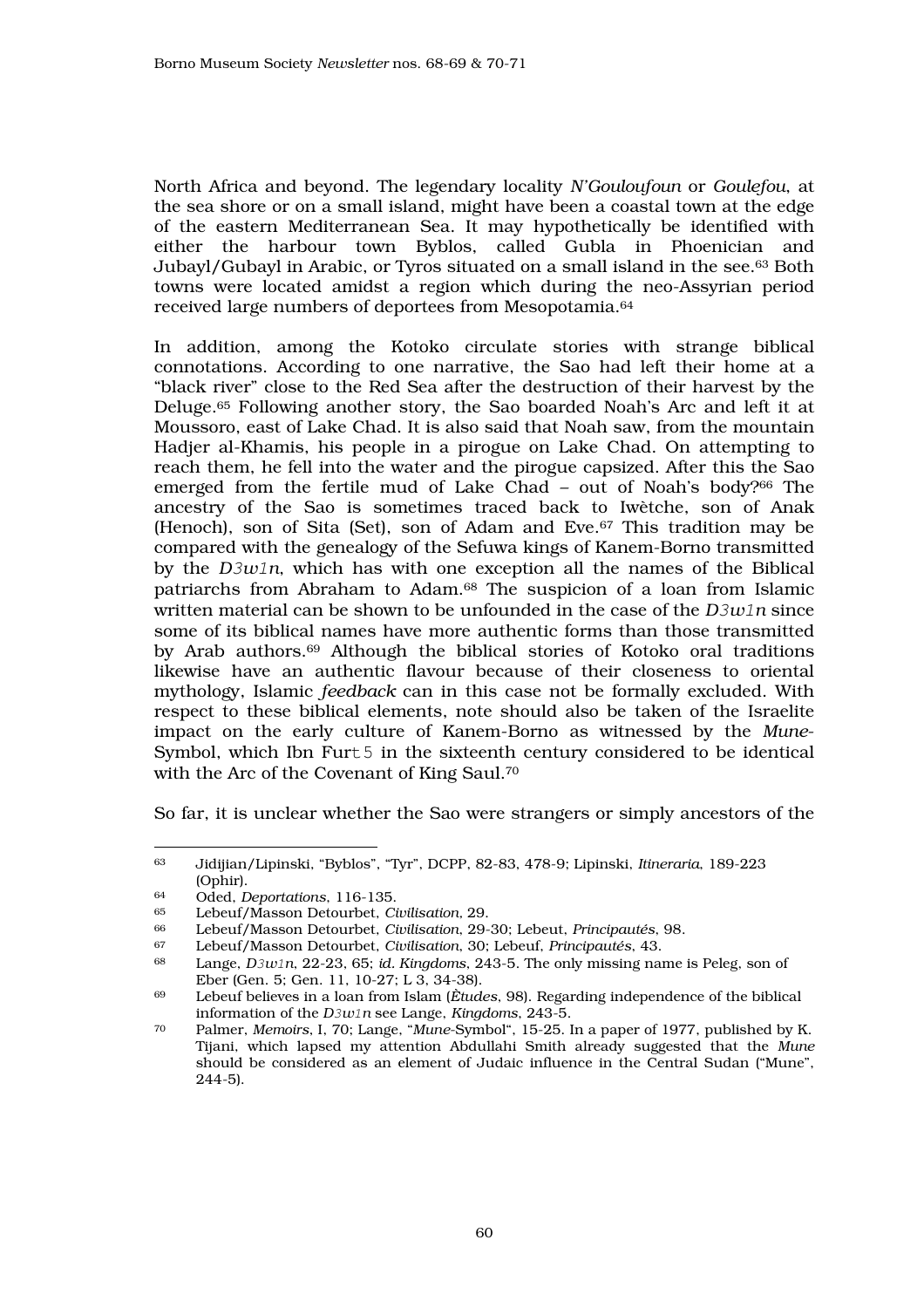North Africa and beyond. The legendary locality *N'Gouloufoun* or *Goulefou*, at the sea shore or on a small island, might have been a coastal town at the edge of the eastern Mediterranean Sea. It may hypothetically be identified with either the harbour town Byblos, called Gubla in Phoenician and Jubayl/Gubayl in Arabic, or Tyros situated on a small island in the see.[63] Both towns were located amidst a region which during the neo-Assyrian period received large numbers of deportees from Mesopotamia.[64]

In addition, among the Kotoko circulate stories with strange biblical connotations. According to one narrative, the Sao had left their home at a "black river" close to the Red Sea after the destruction of their harvest by the Deluge.[65] Following another story, the Sao boarded Noah's Arc and left it at Moussoro, east of Lake Chad. It is also said that Noah saw, from the mountain Hadjer al-Khamis, his people in a pirogue on Lake Chad. On attempting to reach them, he fell into the water and the pirogue capsized. After this the Sao emerged from the fertile mud of Lake Chad – out of Noah's body?[66] The ancestry of the Sao is sometimes traced back to Iwètche, son of Anak (Henoch), son of Sita (Set), son of Adam and Eve.[67] This tradition may be compared with the genealogy of the Sefuwa kings of Kanem-Borno transmitted by the *D3w1n*, which has with one exception all the names of the Biblical patriarchs from Abraham to Adam.[68] The suspicion of a loan from Islamic written material can be shown to be unfounded in the case of the *D3w1n* since some of its biblical names have more authentic forms than those transmitted by Arab authors.[69] Although the biblical stories of Kotoko oral traditions likewise have an authentic flavour because of their closeness to oriental mythology, Islamic *feedback* can in this case not be formally excluded. With respect to these biblical elements, note should also be taken of the Israelite impact on the early culture of Kanem-Borno as witnessed by the *Mune*-Symbol, which Ibn Furt5 in the sixteenth century considered to be identical with the Arc of the Covenant of King Saul.[70]

So far, it is unclear whether the Sao were strangers or simply ancestors of the

---

63 Jidijian/Lipinski, "Byblos", "Tyr", DCPP, 82-83, 478-9; Lipinski, *Itineraria*, 189-223 (Ophir).

64 Oded, *Deportations*, 116-135.

65 Lebeuf/Masson Detourbet, *Civilisation*, 29.

66 Lebeuf/Masson Detourbet, *Civilisation*, 29-30; Lebeut, *Principautés*, 98.

67 Lebeuf/Masson Detourbet, *Civilisation*, 30; Lebeuf, *Principautés*, 43.

68 Lange, *D3w1n*, 22-23, 65; *id. Kingdoms*, 243-5. The only missing name is Peleg, son of Eber (Gen. 5; Gen. 11, 10-27; L 3, 34-38).

69 Lebeuf believes in a loan from Islam (*Ètudes*, 98). Regarding independence of the biblical information of the *D3w1n* see Lange, *Kingdoms*, 243-5.

70 Palmer, *Memoirs*, I, 70; Lange, "*Mune*-Symbol", 15-25. In a paper of 1977, published by K. Tijani, which lapsed my attention Abdullahi Smith already suggested that the *Mune* should be considered as an element of Judaic influence in the Central Sudan ("Mune", 244-5).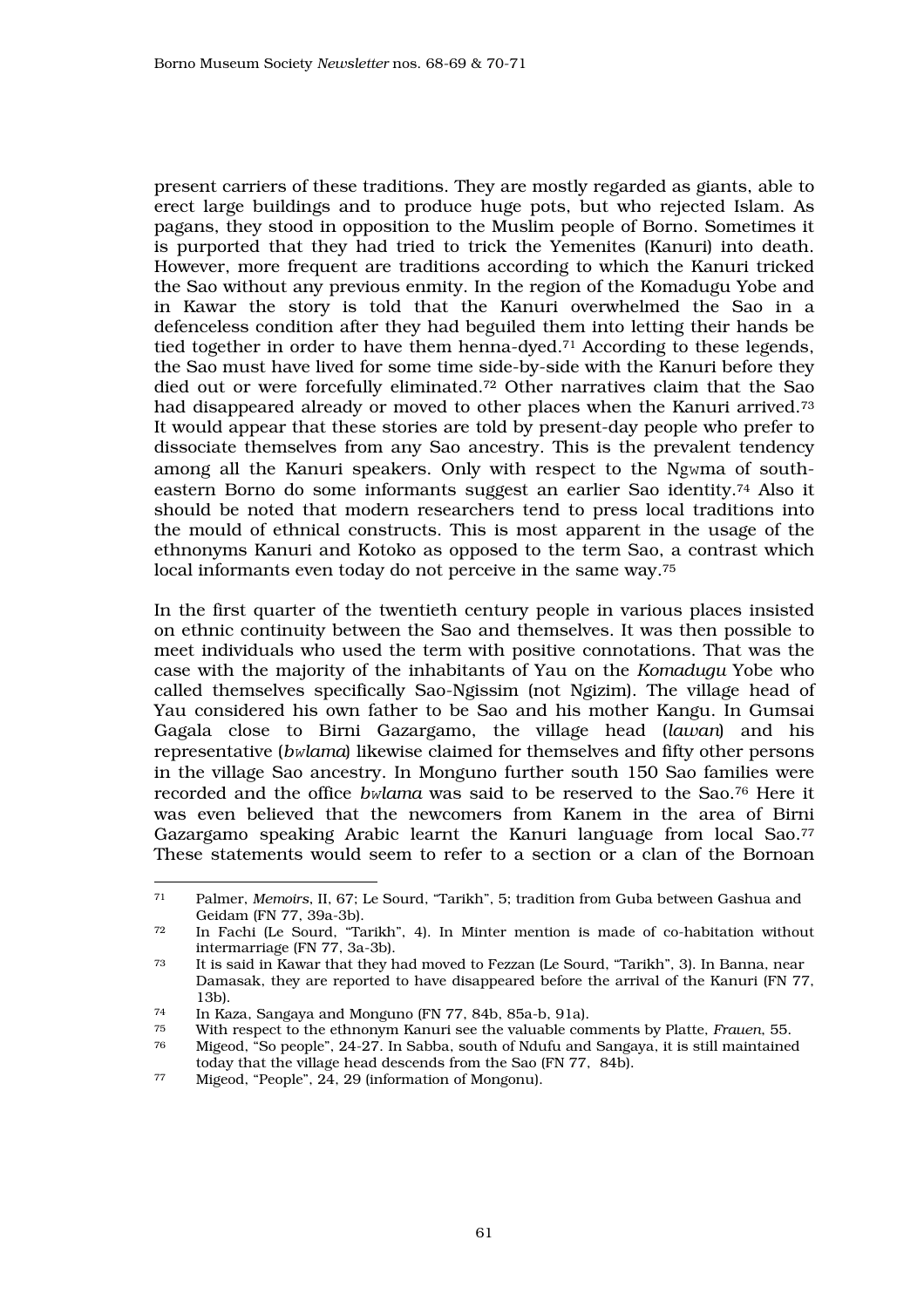present carriers of these traditions. They are mostly regarded as giants, able to erect large buildings and to produce huge pots, but who rejected Islam. As pagans, they stood in opposition to the Muslim people of Borno. Sometimes it is purported that they had tried to trick the Yemenites (Kanuri) into death. However, more frequent are traditions according to which the Kanuri tricked the Sao without any previous enmity. In the region of the Komadugu Yobe and in Kawar the story is told that the Kanuri overwhelmed the Sao in a defenceless condition after they had beguiled them into letting their hands be tied together in order to have them henna-dyed.[71] According to these legends, the Sao must have lived for some time side-by-side with the Kanuri before they died out or were forcefully eliminated.[72] Other narratives claim that the Sao had disappeared already or moved to other places when the Kanuri arrived.[73] It would appear that these stories are told by present-day people who prefer to dissociate themselves from any Sao ancestry. This is the prevalent tendency among all the Kanuri speakers. Only with respect to the Ngʷma of south-eastern Borno do some informants suggest an earlier Sao identity.[74] Also it should be noted that modern researchers tend to press local traditions into the mould of ethnical constructs. This is most apparent in the usage of the ethnonyms Kanuri and Kotoko as opposed to the term Sao, a contrast which local informants even today do not perceive in the same way.[75]

In the first quarter of the twentieth century people in various places insisted on ethnic continuity between the Sao and themselves. It was then possible to meet individuals who used the term with positive connotations. That was the case with the majority of the inhabitants of Yau on the *Komadugu* Yobe who called themselves specifically Sao-Ngissim (not Ngizim). The village head of Yau considered his own father to be Sao and his mother Kangu. In Gumsai Gagala close to Birni Gazargamo, the village head (*lawan*) and his representative (*bʷlama*) likewise claimed for themselves and fifty other persons in the village Sao ancestry. In Monguno further south 150 Sao families were recorded and the office *bʷlama* was said to be reserved to the Sao.[76] Here it was even believed that the newcomers from Kanem in the area of Birni Gazargamo speaking Arabic learnt the Kanuri language from local Sao.[77] These statements would seem to refer to a section or a clan of the Bornoan

---

71 Palmer, *Memoirs*, II, 67; Le Sourd, "Tarikh", 5; tradition from Guba between Gashua and Geidam (FN 77, 39a-3b).

72 In Fachi (Le Sourd, "Tarikh", 4). In Minter mention is made of co-habitation without intermarriage (FN 77, 3a-3b).

73 It is said in Kawar that they had moved to Fezzan (Le Sourd, "Tarikh", 3). In Banna, near Damasak, they are reported to have disappeared before the arrival of the Kanuri (FN 77, 13b).

74 In Kaza, Sangaya and Monguno (FN 77, 84b, 85a-b, 91a).

75 With respect to the ethnonym Kanuri see the valuable comments by Platte, *Frauen*, 55.

76 Migeod, "So people", 24-27. In Sabba, south of Ndufu and Sangaya, it is still maintained today that the village head descends from the Sao (FN 77, 84b).

77 Migeod, "People", 24, 29 (information of Mongonu).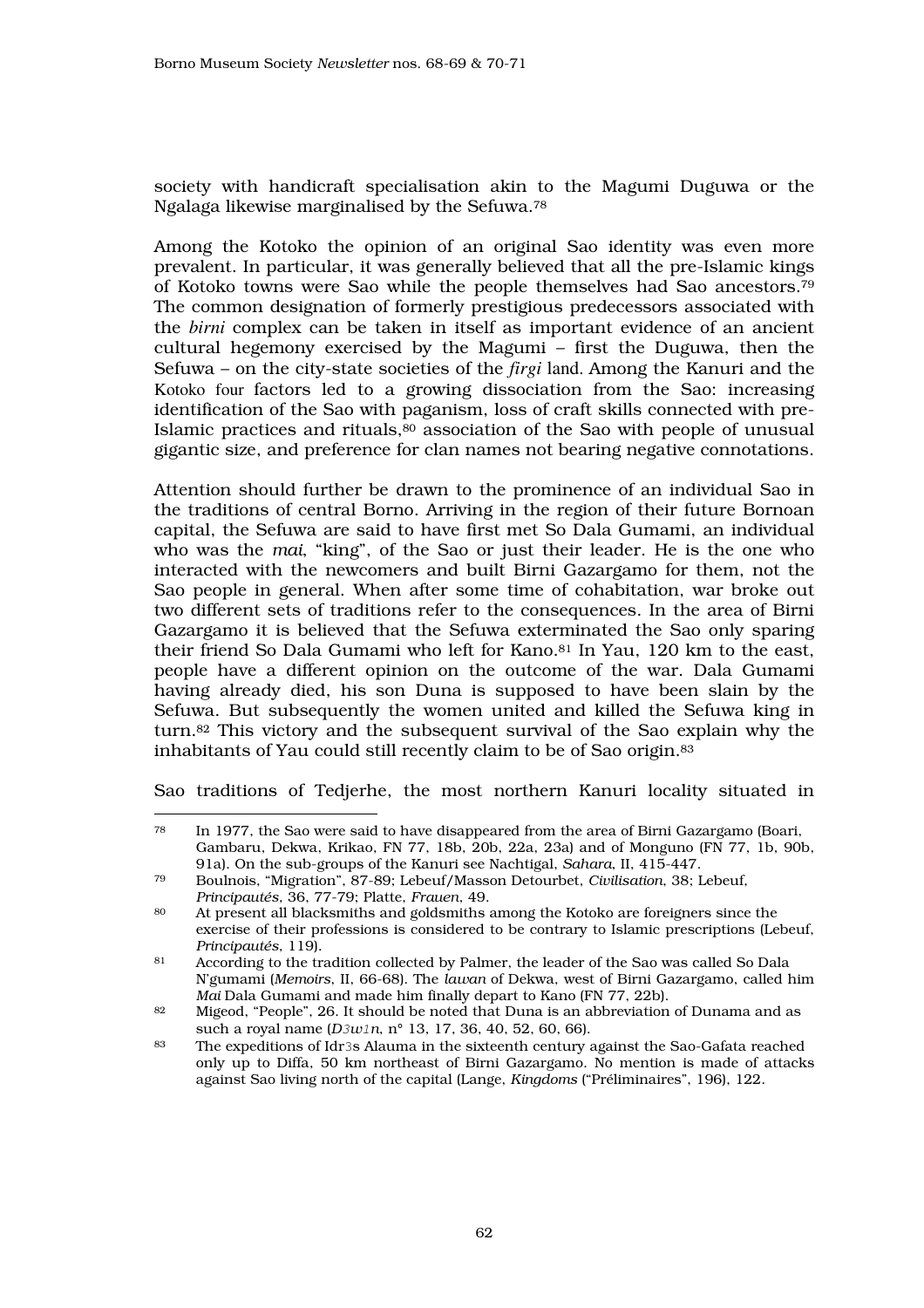society with handicraft specialisation akin to the Magumi Duguwa or the Ngalaga likewise marginalised by the Sefuwa.[78]

Among the Kotoko the opinion of an original Sao identity was even more prevalent. In particular, it was generally believed that all the pre-Islamic kings of Kotoko towns were Sao while the people themselves had Sao ancestors.[79] The common designation of formerly prestigious predecessors associated with the *birni* complex can be taken in itself as important evidence of an ancient cultural hegemony exercised by the Magumi – first the Duguwa, then the Sefuwa – on the city-state societies of the *firgi* land. Among the Kanuri and the Kotoko four factors led to a growing dissociation from the Sao: increasing identification of the Sao with paganism, loss of craft skills connected with pre-Islamic practices and rituals,[80] association of the Sao with people of unusual gigantic size, and preference for clan names not bearing negative connotations.

Attention should further be drawn to the prominence of an individual Sao in the traditions of central Borno. Arriving in the region of their future Bornoan capital, the Sefuwa are said to have first met So Dala Gumami, an individual who was the *mai*, "king", of the Sao or just their leader. He is the one who interacted with the newcomers and built Birni Gazargamo for them, not the Sao people in general. When after some time of cohabitation, war broke out two different sets of traditions refer to the consequences. In the area of Birni Gazargamo it is believed that the Sefuwa exterminated the Sao only sparing their friend So Dala Gumami who left for Kano.[81] In Yau, 120 km to the east, people have a different opinion on the outcome of the war. Dala Gumami having already died, his son Duna is supposed to have been slain by the Sefuwa. But subsequently the women united and killed the Sefuwa king in turn.[82] This victory and the subsequent survival of the Sao explain why the inhabitants of Yau could still recently claim to be of Sao origin.[83]

Sao traditions of Tedjerhe, the most northern Kanuri locality situated in

---

78 In 1977, the Sao were said to have disappeared from the area of Birni Gazargamo (Boari, Gambaru, Dekwa, Krikao, FN 77, 18b, 20b, 22a, 23a) and of Monguno (FN 77, 1b, 90b, 91a). On the sub-groups of the Kanuri see Nachtigal, *Sahara*, II, 415-447.

79 Boulnois, "Migration", 87-89; Lebeuf/Masson Detourbet, *Civilisation*, 38; Lebeuf, *Principautés*, 36, 77-79; Platte, *Frauen*, 49.

80 At present all blacksmiths and goldsmiths among the Kotoko are foreigners since the exercise of their professions is considered to be contrary to Islamic prescriptions (Lebeuf, *Principautés*, 119).

81 According to the tradition collected by Palmer, the leader of the Sao was called So Dala N'gumami (*Memoirs*, II, 66-68). The *lawan* of Dekwa, west of Birni Gazargamo, called him *Mai* Dala Gumami and made him finally depart to Kano (FN 77, 22b).

82 Migeod, "People", 26. It should be noted that Duna is an abbreviation of Dunama and as such a royal name (*D3w1n*, n° 13, 17, 36, 40, 52, 60, 66).

83 The expeditions of Idr3s Alauma in the sixteenth century against the Sao-Gafata reached only up to Diffa, 50 km northeast of Birni Gazargamo. No mention is made of attacks against Sao living north of the capital (Lange, *Kingdoms* ("Préliminaires", 196), 122.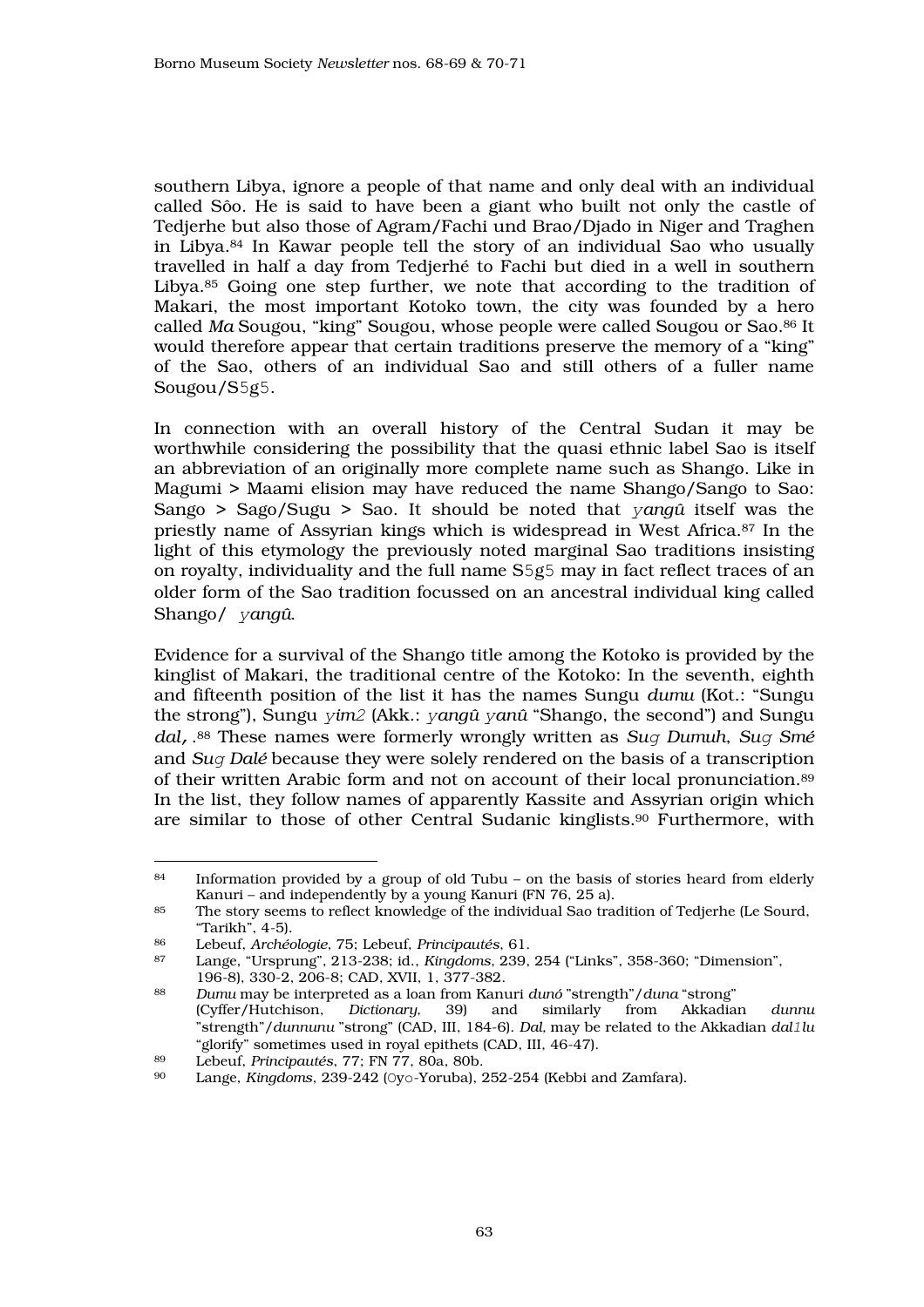southern Libya, ignore a people of that name and only deal with an individual called Sôo. He is said to have been a giant who built not only the castle of Tedjerhe but also those of Agram/Fachi und Brao/Djado in Niger and Traghen in Libya.[84] In Kawar people tell the story of an individual Sao who usually travelled in half a day from Tedjerhé to Fachi but died in a well in southern Libya.[85] Going one step further, we note that according to the tradition of Makari, the most important Kotoko town, the city was founded by a hero called *Ma* Sougou, "king" Sougou, whose people were called Sougou or Sao.[86] It would therefore appear that certain traditions preserve the memory of a "king" of the Sao, others of an individual Sao and still others of a fuller name Sougou/S5g5.

In connection with an overall history of the Central Sudan it may be worthwhile considering the possibility that the quasi ethnic label Sao is itself an abbreviation of an originally more complete name such as Shango. Like in Magumi > Maami elision may have reduced the name Shango/Sango to Sao: Sango > Sago/Sugu > Sao. It should be noted that *yangû* itself was the priestly name of Assyrian kings which is widespread in West Africa.[87] In the light of this etymology the previously noted marginal Sao traditions insisting on royalty, individuality and the full name S5g5 may in fact reflect traces of an older form of the Sao tradition focussed on an ancestral individual king called Shango/ *yangû*.

Evidence for a survival of the Shango title among the Kotoko is provided by the kinglist of Makari, the traditional centre of the Kotoko: In the seventh, eighth and fifteenth position of the list it has the names Sungu *dumu* (Kot.: "Sungu the strong"), Sungu *yim2* (Akk.: *yangû yanû* "Shango, the second") and Sungu *dal,*.[88] These names were formerly wrongly written as *Sug Dumuh*, *Sug Smé* and *Sug Dalé* because they were solely rendered on the basis of a transcription of their written Arabic form and not on account of their local pronunciation.[89] In the list, they follow names of apparently Kassite and Assyrian origin which are similar to those of other Central Sudanic kinglists.[90] Furthermore, with

---

[84] Information provided by a group of old Tubu – on the basis of stories heard from elderly Kanuri – and independently by a young Kanuri (FN 76, 25 a).

[85] The story seems to reflect knowledge of the individual Sao tradition of Tedjerhe (Le Sourd, "Tarikh", 4-5).

[86] Lebeuf, *Archéologie*, 75; Lebeuf, *Principautés*, 61.

[87] Lange, "Ursprung", 213-238; id., *Kingdoms*, 239, 254 ("Links", 358-360; "Dimension", 196-8), 330-2, 206-8; CAD, XVII, 1, 377-382.

[88] *Dumu* may be interpreted as a loan from Kanuri *dunó* "strength"/*duna* "strong" (Cyffer/Hutchison, *Dictionary*, 39) and similarly from Akkadian *dunnu* "strength"/*dunnunu* "strong" (CAD, III, 184-6). *Dal,* may be related to the Akkadian *dal1lu* "glorify" sometimes used in royal epithets (CAD, III, 46-47).

[89] Lebeuf, *Principautés*, 77; FN 77, 80a, 80b.

[90] Lange, *Kingdoms*, 239-242 (Oyo-Yoruba), 252-254 (Kebbi and Zamfara).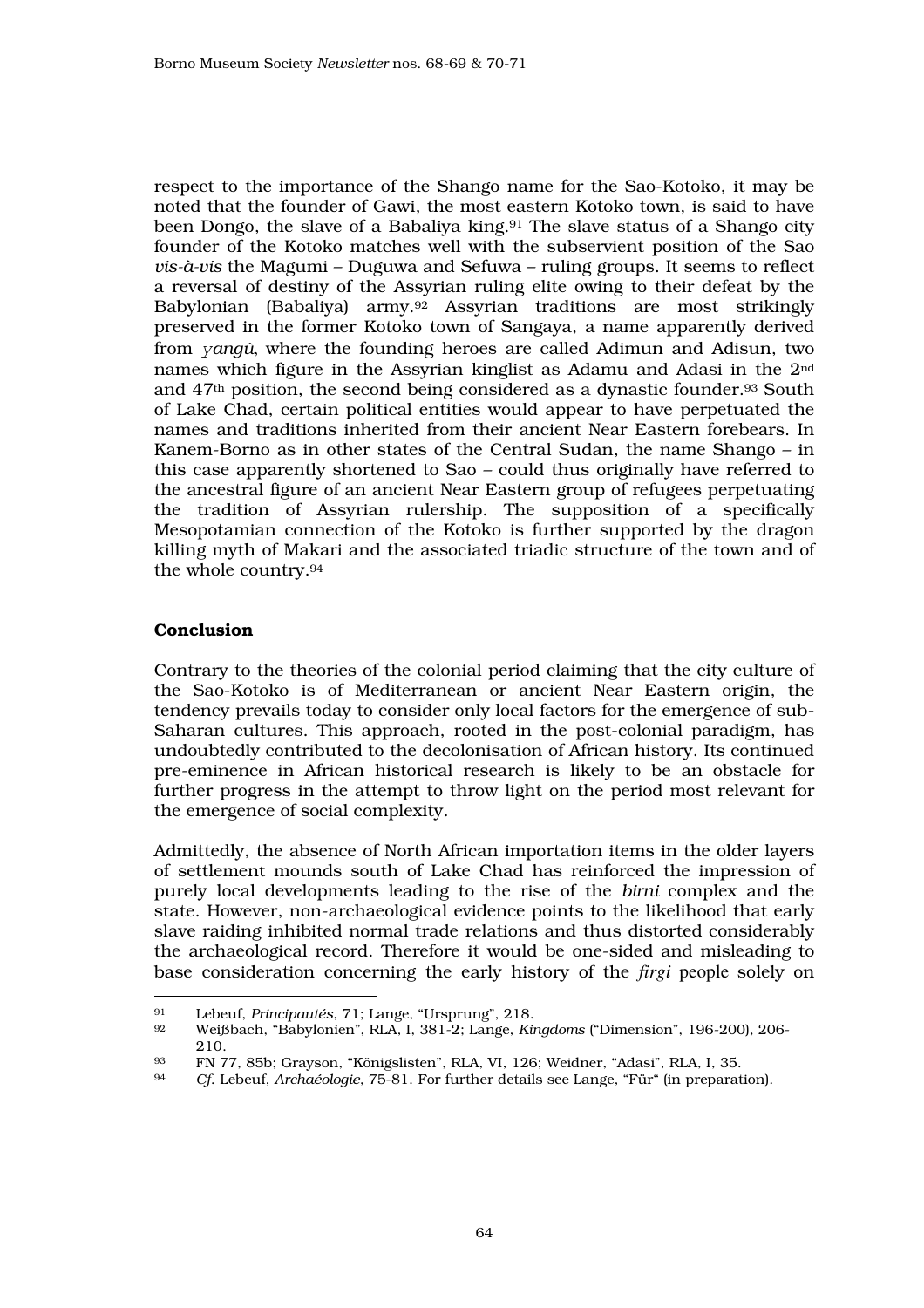respect to the importance of the Shango name for the Sao-Kotoko, it may be noted that the founder of Gawi, the most eastern Kotoko town, is said to have been Dongo, the slave of a Babaliya king.[91] The slave status of a Shango city founder of the Kotoko matches well with the subservient position of the Sao *vis-à-vis* the Magumi – Duguwa and Sefuwa – ruling groups. It seems to reflect a reversal of destiny of the Assyrian ruling elite owing to their defeat by the Babylonian (Babaliya) army.[92] Assyrian traditions are most strikingly preserved in the former Kotoko town of Sangaya, a name apparently derived from *ɣangû*, where the founding heroes are called Adimun and Adisun, two names which figure in the Assyrian kinglist as Adamu and Adasi in the 2nd and 47th position, the second being considered as a dynastic founder.[93] South of Lake Chad, certain political entities would appear to have perpetuated the names and traditions inherited from their ancient Near Eastern forebears. In Kanem-Borno as in other states of the Central Sudan, the name Shango – in this case apparently shortened to Sao – could thus originally have referred to the ancestral figure of an ancient Near Eastern group of refugees perpetuating the tradition of Assyrian rulership. The supposition of a specifically Mesopotamian connection of the Kotoko is further supported by the dragon killing myth of Makari and the associated triadic structure of the town and of the whole country.[94]

## Conclusion

Contrary to the theories of the colonial period claiming that the city culture of the Sao-Kotoko is of Mediterranean or ancient Near Eastern origin, the tendency prevails today to consider only local factors for the emergence of sub-Saharan cultures. This approach, rooted in the post-colonial paradigm, has undoubtedly contributed to the decolonisation of African history. Its continued pre-eminence in African historical research is likely to be an obstacle for further progress in the attempt to throw light on the period most relevant for the emergence of social complexity.

Admittedly, the absence of North African importation items in the older layers of settlement mounds south of Lake Chad has reinforced the impression of purely local developments leading to the rise of the *birni* complex and the state. However, non-archaeological evidence points to the likelihood that early slave raiding inhibited normal trade relations and thus distorted considerably the archaeological record. Therefore it would be one-sided and misleading to base consideration concerning the early history of the *firgi* people solely on

---

91 Lebeuf, *Principautés*, 71; Lange, "Ursprung", 218.

92 Weißbach, "Babylonien", RLA, I, 381-2; Lange, *Kingdoms* ("Dimension", 196-200), 206-210.

93 FN 77, 85b; Grayson, "Königslisten", RLA, VI, 126; Weidner, "Adasi", RLA, I, 35.

94 *Cf.* Lebeuf, *Archaéologie*, 75-81. For further details see Lange, "Für" (in preparation).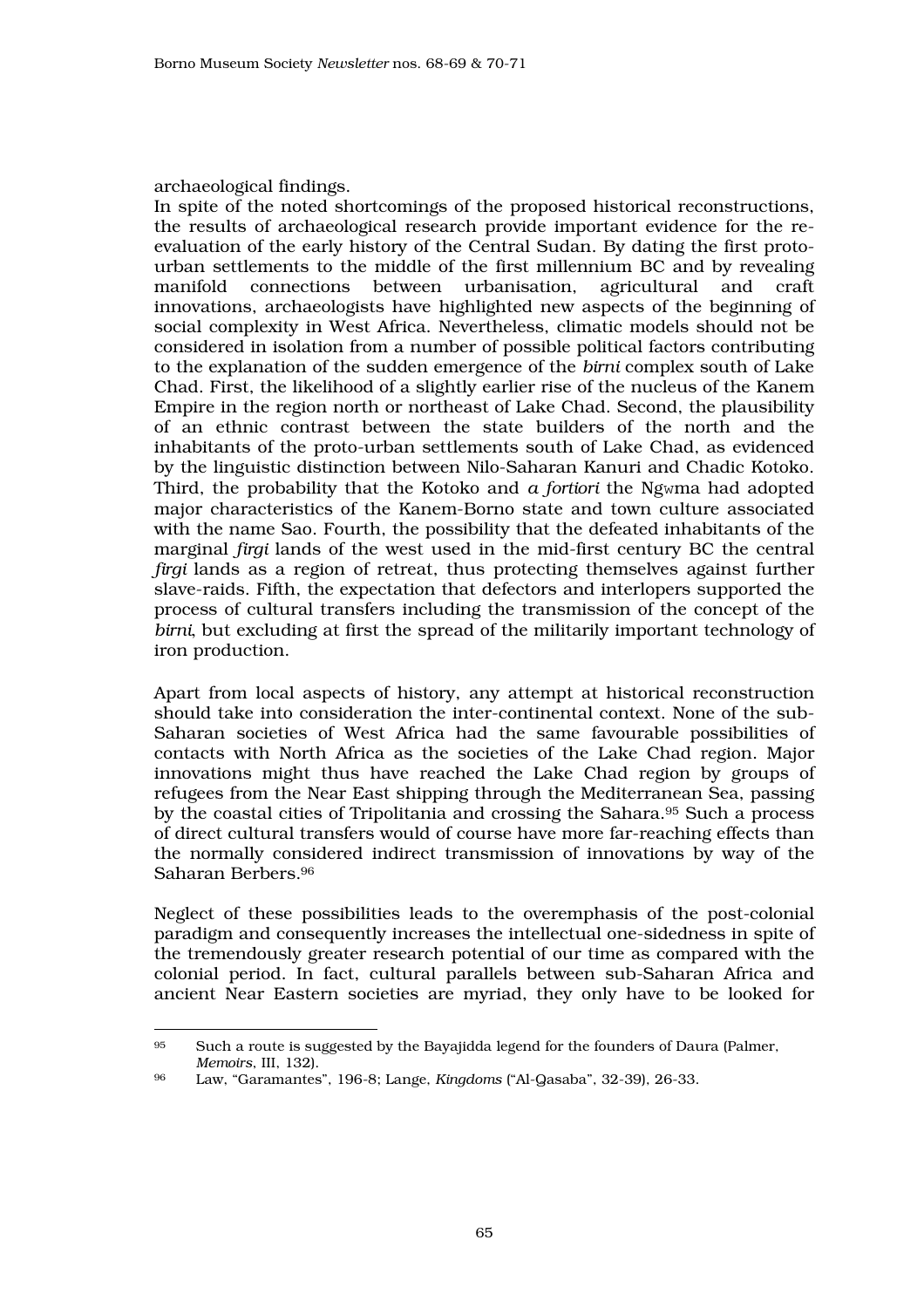archaeological findings.

In spite of the noted shortcomings of the proposed historical reconstructions, the results of archaeological research provide important evidence for the re-evaluation of the early history of the Central Sudan. By dating the first proto-urban settlements to the middle of the first millennium BC and by revealing manifold connections between urbanisation, agricultural and craft innovations, archaeologists have highlighted new aspects of the beginning of social complexity in West Africa. Nevertheless, climatic models should not be considered in isolation from a number of possible political factors contributing to the explanation of the sudden emergence of the *birni* complex south of Lake Chad. First, the likelihood of a slightly earlier rise of the nucleus of the Kanem Empire in the region north or northeast of Lake Chad. Second, the plausibility of an ethnic contrast between the state builders of the north and the inhabitants of the proto-urban settlements south of Lake Chad, as evidenced by the linguistic distinction between Nilo-Saharan Kanuri and Chadic Kotoko. Third, the probability that the Kotoko and *a fortiori* the NgWma had adopted major characteristics of the Kanem-Borno state and town culture associated with the name Sao. Fourth, the possibility that the defeated inhabitants of the marginal *firgi* lands of the west used in the mid-first century BC the central *firgi* lands as a region of retreat, thus protecting themselves against further slave-raids. Fifth, the expectation that defectors and interlopers supported the process of cultural transfers including the transmission of the concept of the *birni*, but excluding at first the spread of the militarily important technology of iron production.

Apart from local aspects of history, any attempt at historical reconstruction should take into consideration the inter-continental context. None of the sub-Saharan societies of West Africa had the same favourable possibilities of contacts with North Africa as the societies of the Lake Chad region. Major innovations might thus have reached the Lake Chad region by groups of refugees from the Near East shipping through the Mediterranean Sea, passing by the coastal cities of Tripolitania and crossing the Sahara.[95] Such a process of direct cultural transfers would of course have more far-reaching effects than the normally considered indirect transmission of innovations by way of the Saharan Berbers.[96]

Neglect of these possibilities leads to the overemphasis of the post-colonial paradigm and consequently increases the intellectual one-sidedness in spite of the tremendously greater research potential of our time as compared with the colonial period. In fact, cultural parallels between sub-Saharan Africa and ancient Near Eastern societies are myriad, they only have to be looked for

---

[95] Such a route is suggested by the Bayajidda legend for the founders of Daura (Palmer, *Memoirs*, III, 132).

[96] Law, "Garamantes", 196-8; Lange, *Kingdoms* ("Al-Qasaba", 32-39), 26-33.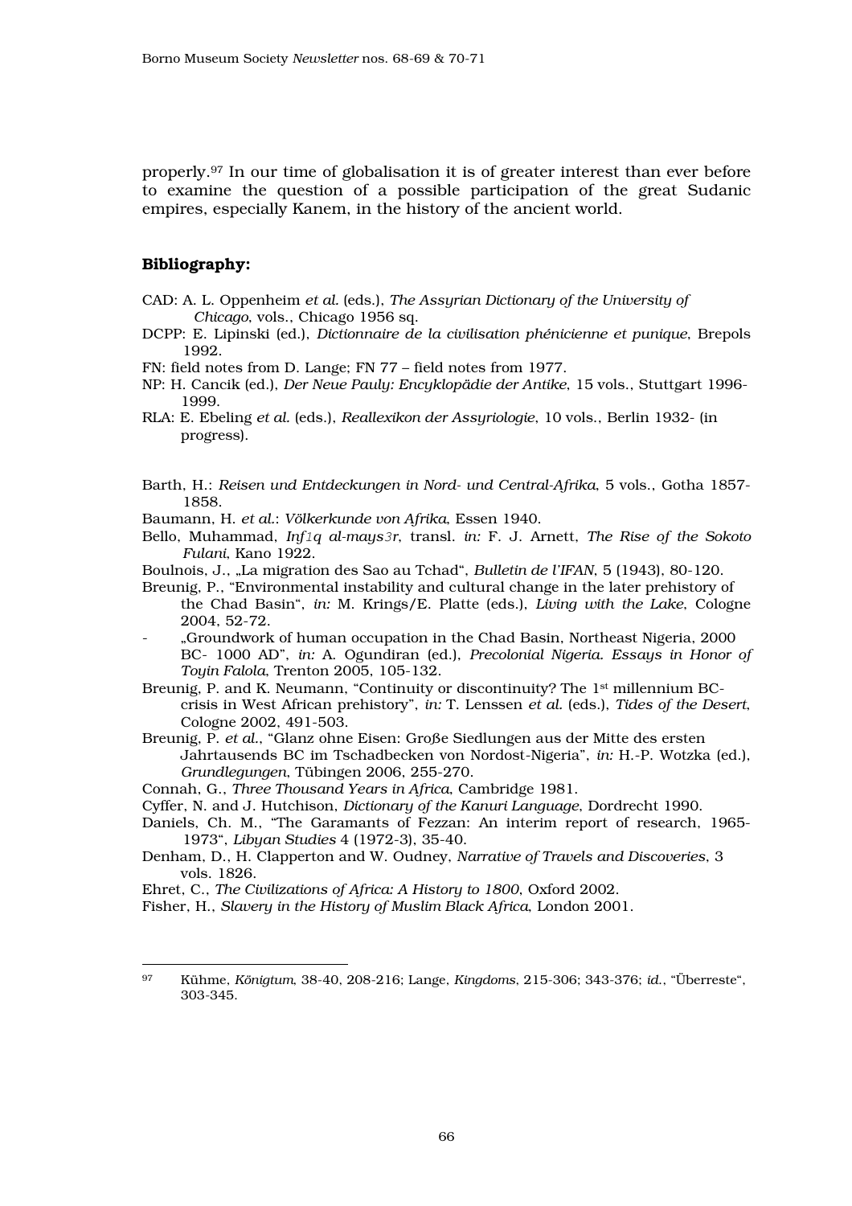properly.[97] In our time of globalisation it is of greater interest than ever before to examine the question of a possible participation of the great Sudanic empires, especially Kanem, in the history of the ancient world.

**Bibliography:**

CAD: A. L. Oppenheim *et al.* (eds.), *The Assyrian Dictionary of the University of Chicago*, vols., Chicago 1956 sq.

DCPP: E. Lipinski (ed.), *Dictionnaire de la civilisation phénicienne et punique*, Brepols 1992.

FN: field notes from D. Lange; FN 77 – field notes from 1977.

NP: H. Cancik (ed.), *Der Neue Pauly: Encyklopädie der Antike*, 15 vols., Stuttgart 1996-1999.

RLA: E. Ebeling *et al.* (eds.), *Reallexikon der Assyriologie*, 10 vols., Berlin 1932- (in progress).

Barth, H.: *Reisen und Entdeckungen in Nord- und Central-Afrika*, 5 vols., Gotha 1857-1858.

Baumann, H. *et al.*: *Völkerkunde von Afrika*, Essen 1940.

Bello, Muhammad, *Inf1q al-mays3r*, transl. *in:* F. J. Arnett, *The Rise of the Sokoto Fulani*, Kano 1922.

Boulnois, J., „La migration des Sao au Tchad", *Bulletin de l'IFAN*, 5 (1943), 80-120.

Breunig, P., "Environmental instability and cultural change in the later prehistory of the Chad Basin", *in:* M. Krings/E. Platte (eds.), *Living with the Lake*, Cologne 2004, 52-72.

- „Groundwork of human occupation in the Chad Basin, Northeast Nigeria, 2000 BC- 1000 AD", *in:* A. Ogundiran (ed.), *Precolonial Nigeria. Essays in Honor of Toyin Falola*, Trenton 2005, 105-132.

Breunig, P. and K. Neumann, "Continuity or discontinuity? The 1st millennium BC-crisis in West African prehistory", *in:* T. Lenssen *et al.* (eds.), *Tides of the Desert*, Cologne 2002, 491-503.

Breunig, P. *et al.*, "Glanz ohne Eisen: Große Siedlungen aus der Mitte des ersten Jahrtausends BC im Tschadbecken von Nordost-Nigeria", *in:* H.-P. Wotzka (ed.), *Grundlegungen*, Tübingen 2006, 255-270.

Connah, G., *Three Thousand Years in Africa*, Cambridge 1981.

Cyffer, N. and J. Hutchison, *Dictionary of the Kanuri Language*, Dordrecht 1990.

Daniels, Ch. M., "The Garamants of Fezzan: An interim report of research, 1965-1973", *Libyan Studies* 4 (1972-3), 35-40.

Denham, D., H. Clapperton and W. Oudney, *Narrative of Travels and Discoveries*, 3 vols. 1826.

Ehret, C., *The Civilizations of Africa: A History to 1800*, Oxford 2002.

Fisher, H., *Slavery in the History of Muslim Black Africa*, London 2001.

---

[97] Kühme, *Königtum*, 38-40, 208-216; Lange, *Kingdoms*, 215-306; 343-376; *id.*, "Überreste", 303-345.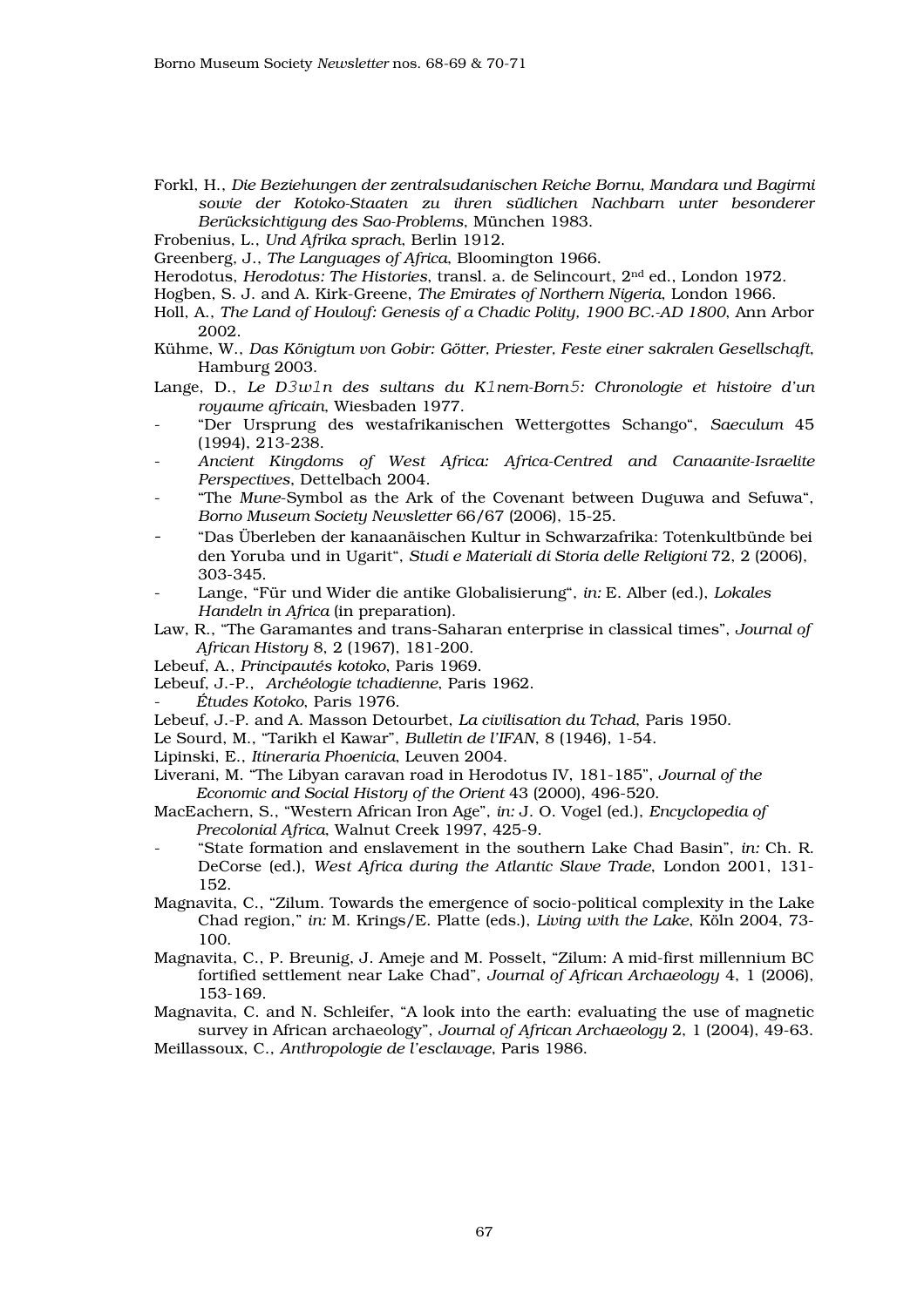Forkl, H., *Die Beziehungen der zentralsudanischen Reiche Bornu, Mandara und Bagirmi sowie der Kotoko-Staaten zu ihren südlichen Nachbarn unter besonderer Berücksichtigung des Sao-Problems*, München 1983.

Frobenius, L., *Und Afrika sprach*, Berlin 1912.

Greenberg, J., *The Languages of Africa*, Bloomington 1966.

Herodotus, *Herodotus: The Histories*, transl. a. de Selincourt, 2nd ed., London 1972.

Hogben, S. J. and A. Kirk-Greene, *The Emirates of Northern Nigeria*, London 1966.

Holl, A., *The Land of Houlouf: Genesis of a Chadic Polity, 1900 BC.-AD 1800*, Ann Arbor 2002.

Kühme, W., *Das Königtum von Gobir: Götter, Priester, Feste einer sakralen Gesellschaft*, Hamburg 2003.

Lange, D., *Le D3w1n des sultans du K1nem-Born5: Chronologie et histoire d'un royaume africain*, Wiesbaden 1977.

- "Der Ursprung des westafrikanischen Wettergottes Schango", *Saeculum* 45 (1994), 213-238.
- *Ancient Kingdoms of West Africa: Africa-Centred and Canaanite-Israelite Perspectives*, Dettelbach 2004.
- "The *Mune*-Symbol as the Ark of the Covenant between Duguwa and Sefuwa", *Borno Museum Society Newsletter* 66/67 (2006), 15-25.
- "Das Überleben der kanaanäischen Kultur in Schwarzafrika: Totenkultbünde bei den Yoruba und in Ugarit", *Studi e Materiali di Storia delle Religioni* 72, 2 (2006), 303-345.
- Lange, "Für und Wider die antike Globalisierung", *in:* E. Alber (ed.), *Lokales Handeln in Africa* (in preparation).

Law, R., "The Garamantes and trans-Saharan enterprise in classical times", *Journal of African History* 8, 2 (1967), 181-200.

Lebeuf, A., *Principautés kotoko*, Paris 1969.

Lebeuf, J.-P., *Archéologie tchadienne*, Paris 1962.

- *Études Kotoko*, Paris 1976.

Lebeuf, J.-P. and A. Masson Detourbet, *La civilisation du Tchad*, Paris 1950.

Le Sourd, M., "Tarikh el Kawar", *Bulletin de l'IFAN*, 8 (1946), 1-54.

Lipinski, E., *Itineraria Phoenicia*, Leuven 2004.

Liverani, M. "The Libyan caravan road in Herodotus IV, 181-185", *Journal of the Economic and Social History of the Orient* 43 (2000), 496-520.

MacEachern, S., "Western African Iron Age", *in:* J. O. Vogel (ed.), *Encyclopedia of Precolonial Africa*, Walnut Creek 1997, 425-9.

- "State formation and enslavement in the southern Lake Chad Basin", *in:* Ch. R. DeCorse (ed.), *West Africa during the Atlantic Slave Trade*, London 2001, 131-152.

Magnavita, C., "Zilum. Towards the emergence of socio-political complexity in the Lake Chad region," *in:* M. Krings/E. Platte (eds.), *Living with the Lake*, Köln 2004, 73-100.

Magnavita, C., P. Breunig, J. Ameje and M. Posselt, "Zilum: A mid-first millennium BC fortified settlement near Lake Chad", *Journal of African Archaeology* 4, 1 (2006), 153-169.

Magnavita, C. and N. Schleifer, "A look into the earth: evaluating the use of magnetic survey in African archaeology", *Journal of African Archaeology* 2, 1 (2004), 49-63.

Meillassoux, C., *Anthropologie de l'esclavage*, Paris 1986.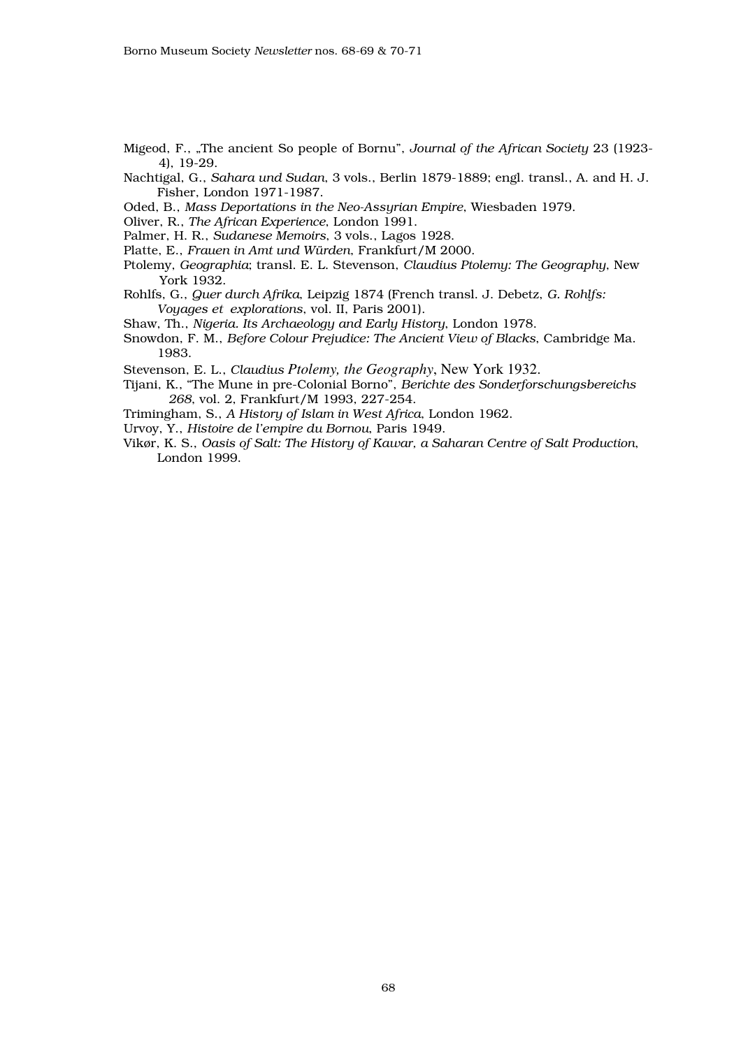Migeod, F., „The ancient So people of Bornu", *Journal of the African Society* 23 (1923-4), 19-29.

Nachtigal, G., *Sahara und Sudan*, 3 vols., Berlin 1879-1889; engl. transl., A. and H. J. Fisher, London 1971-1987.

Oded, B., *Mass Deportations in the Neo-Assyrian Empire*, Wiesbaden 1979.

Oliver, R., *The African Experience*, London 1991.

Palmer, H. R., *Sudanese Memoirs*, 3 vols., Lagos 1928.

Platte, E., *Frauen in Amt und Würden*, Frankfurt/M 2000.

Ptolemy, *Geographia*; transl. E. L. Stevenson, *Claudius Ptolemy: The Geography*, New York 1932.

Rohlfs, G., *Quer durch Afrika*, Leipzig 1874 (French transl. J. Debetz, *G. Rohlfs: Voyages et explorations*, vol. II, Paris 2001).

Shaw, Th., *Nigeria. Its Archaeology and Early History*, London 1978.

Snowdon, F. M., *Before Colour Prejudice: The Ancient View of Blacks*, Cambridge Ma. 1983.

Stevenson, E. L., *Claudius Ptolemy, the Geography*, New York 1932.

Tijani, K., "The Mune in pre-Colonial Borno", *Berichte des Sonderforschungsbereichs 268*, vol. 2, Frankfurt/M 1993, 227-254.

Trimingham, S., *A History of Islam in West Africa*, London 1962.

Urvoy, Y., *Histoire de l'empire du Bornou*, Paris 1949.

Vikør, K. S., *Oasis of Salt: The History of Kawar, a Saharan Centre of Salt Production*, London 1999.